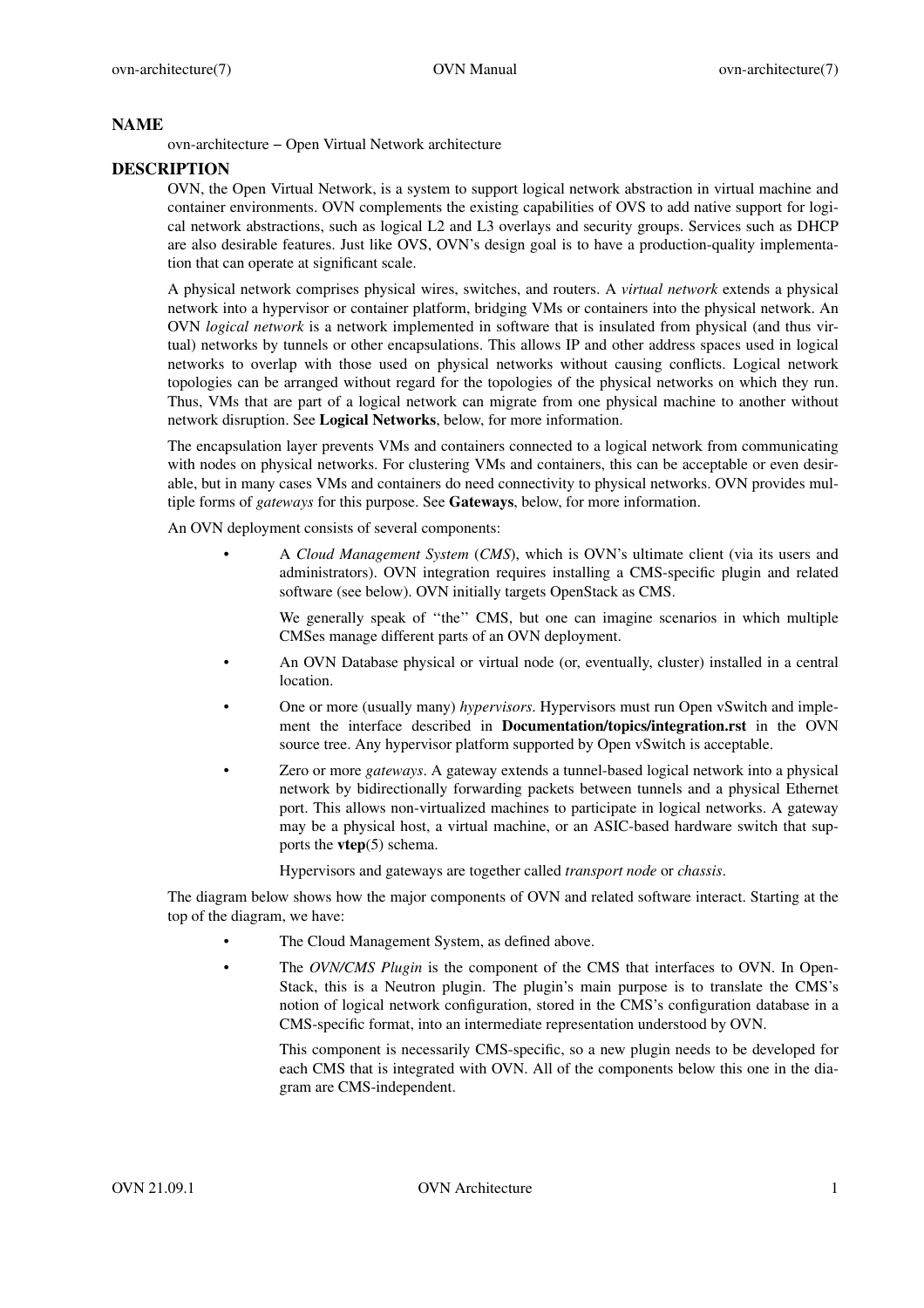## NAME

ovn-architecture – Open Virtual Network architecture

## DESCRIPTION

OVN, the Open Virtual Network, is a system to support logical network abstraction in virtual machine and container environments. OVN complements the existing capabilities of OVS to add native support for logical network abstractions, such as logical L2 and L3 overlays and security groups. Services such as DHCP are also desirable features. Just like OVS, OVN's design goal is to have a production-quality implementation that can operate at significant scale.

A physical network comprises physical wires, switches, and routers. A *virtual network* extends a physical network into a hypervisor or container platform, bridging VMs or containers into the physical network. An OVN *logical network* is a network implemented in software that is insulated from physical (and thus virtual) networks by tunnels or other encapsulations. This allows IP and other address spaces used in logical networks to overlap with those used on physical networks without causing conflicts. Logical network topologies can be arranged without regard for the topologies of the physical networks on which they run. Thus, VMs that are part of a logical network can migrate from one physical machine to another without network disruption. See **Logical Networks**, below, for more information.

The encapsulation layer prevents VMs and containers connected to a logical network from communicating with nodes on physical networks. For clustering VMs and containers, this can be acceptable or even desirable, but in many cases VMs and containers do need connectivity to physical networks. OVN provides multiple forms of *gateways* for this purpose. See **Gateways**, below, for more information.

An OVN deployment consists of several components:

- A *Cloud Management System* (*CMS*), which is OVN's ultimate client (via its users and administrators). OVN integration requires installing a CMS-specific plugin and related software (see below). OVN initially targets OpenStack as CMS.

  We generally speak of ''the'' CMS, but one can imagine scenarios in which multiple CMSes manage different parts of an OVN deployment.

- An OVN Database physical or virtual node (or, eventually, cluster) installed in a central location.

- One or more (usually many) *hypervisors*. Hypervisors must run Open vSwitch and implement the interface described in **Documentation/topics/integration.rst** in the OVN source tree. Any hypervisor platform supported by Open vSwitch is acceptable.

- Zero or more *gateways*. A gateway extends a tunnel-based logical network into a physical network by bidirectionally forwarding packets between tunnels and a physical Ethernet port. This allows non-virtualized machines to participate in logical networks. A gateway may be a physical host, a virtual machine, or an ASIC-based hardware switch that supports the **vtep**(5) schema.

  Hypervisors and gateways are together called *transport node* or *chassis*.

The diagram below shows how the major components of OVN and related software interact. Starting at the top of the diagram, we have:

- The Cloud Management System, as defined above.

- The *OVN/CMS Plugin* is the component of the CMS that interfaces to OVN. In OpenStack, this is a Neutron plugin. The plugin's main purpose is to translate the CMS's notion of logical network configuration, stored in the CMS's configuration database in a CMS-specific format, into an intermediate representation understood by OVN.

  This component is necessarily CMS-specific, so a new plugin needs to be developed for each CMS that is integrated with OVN. All of the components below this one in the diagram are CMS-independent.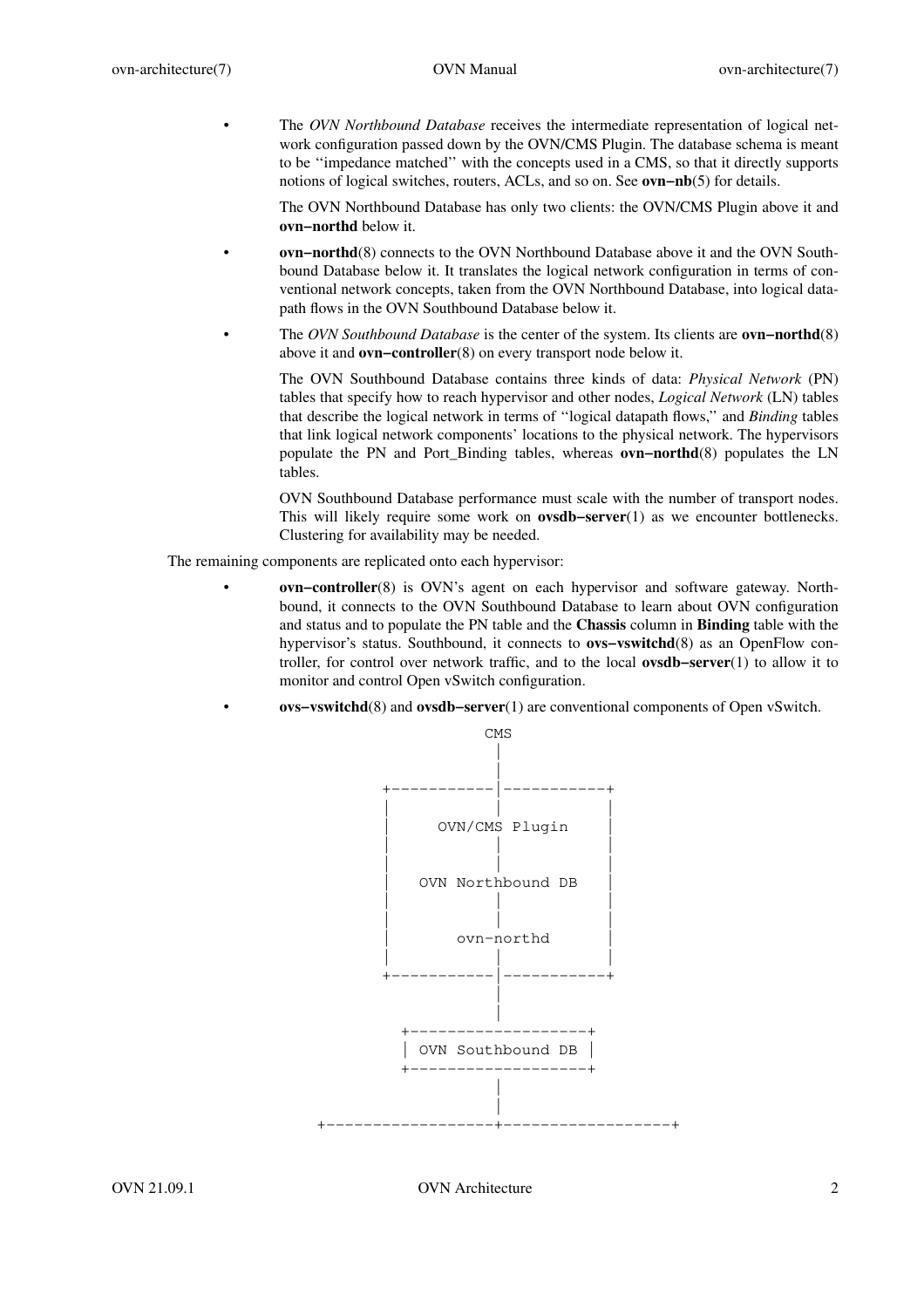- The *OVN Northbound Database* receives the intermediate representation of logical network configuration passed down by the OVN/CMS Plugin. The database schema is meant to be ''impedance matched'' with the concepts used in a CMS, so that it directly supports notions of logical switches, routers, ACLs, and so on. See **ovn−nb**(5) for details.

  The OVN Northbound Database has only two clients: the OVN/CMS Plugin above it and **ovn−northd** below it.

- **ovn−northd**(8) connects to the OVN Northbound Database above it and the OVN Southbound Database below it. It translates the logical network configuration in terms of conventional network concepts, taken from the OVN Northbound Database, into logical datapath flows in the OVN Southbound Database below it.

- The *OVN Southbound Database* is the center of the system. Its clients are **ovn−northd**(8) above it and **ovn−controller**(8) on every transport node below it.

  The OVN Southbound Database contains three kinds of data: *Physical Network* (PN) tables that specify how to reach hypervisor and other nodes, *Logical Network* (LN) tables that describe the logical network in terms of ''logical datapath flows,'' and *Binding* tables that link logical network components' locations to the physical network. The hypervisors populate the PN and Port_Binding tables, whereas **ovn−northd**(8) populates the LN tables.

  OVN Southbound Database performance must scale with the number of transport nodes. This will likely require some work on **ovsdb−server**(1) as we encounter bottlenecks. Clustering for availability may be needed.

The remaining components are replicated onto each hypervisor:

- **ovn−controller**(8) is OVN's agent on each hypervisor and software gateway. Northbound, it connects to the OVN Southbound Database to learn about OVN configuration and status and to populate the PN table and the **Chassis** column in **Binding** table with the hypervisor's status. Southbound, it connects to **ovs−vswitchd**(8) as an OpenFlow controller, for control over network traffic, and to the local **ovsdb−server**(1) to allow it to monitor and control Open vSwitch configuration.

- **ovs−vswitchd**(8) and **ovsdb−server**(1) are conventional components of Open vSwitch.

```
                                  CMS
                                   |
                                   |
                       +-----------|-----------+
                       |           |           |
                       |     OVN/CMS Plugin    |
                       |           |           |
                       |           |           |
                       |   OVN Northbound DB   |
                       |           |           |
                       |           |           |
                       |       ovn-northd      |
                       |           |           |
                       +-----------|-----------+
                                   |
                                   |
                         +-------------------+
                         | OVN Southbound DB |
                         +-------------------+
                                   |
                                   |
                +------------------+------------------+
```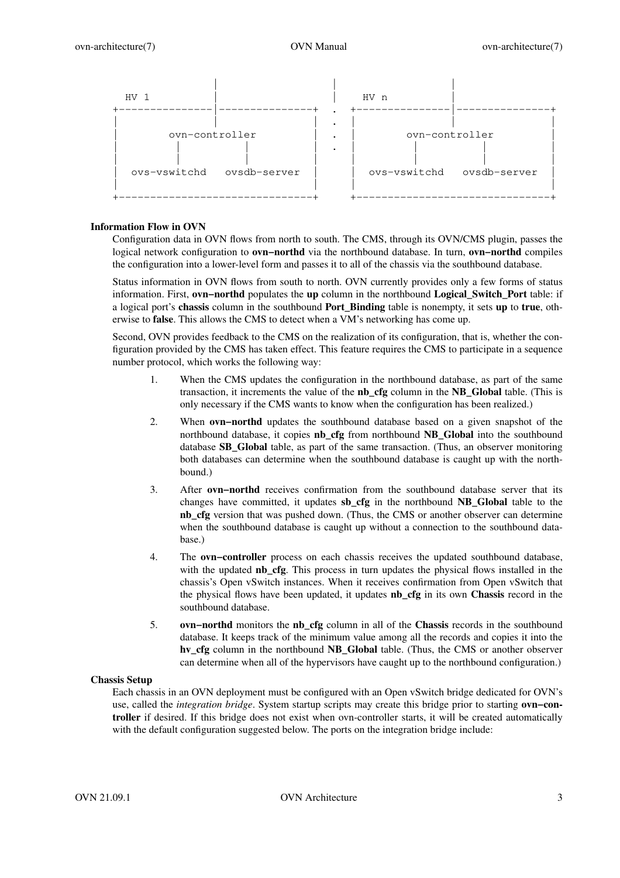```
                  |                       |                  |
  HV 1            |                       |    HV n          |
+---------------|---------------+   .   +---------------|---------------+
|               |               |   .   |               |               |
|        ovn-controller         |   .   |        ovn-controller         |
|         |          |          |   .   |         |          |          |
|         |          |          |       |         |          |          |
|  ovs-vswitchd   ovsdb-server  |       |  ovs-vswitchd   ovsdb-server  |
|                               |       |                               |
+-------------------------------+       +-------------------------------+
```

## Information Flow in OVN

Configuration data in OVN flows from north to south. The CMS, through its OVN/CMS plugin, passes the logical network configuration to **ovn−northd** via the northbound database. In turn, **ovn−northd** compiles the configuration into a lower-level form and passes it to all of the chassis via the southbound database.

Status information in OVN flows from south to north. OVN currently provides only a few forms of status information. First, **ovn−northd** populates the **up** column in the northbound **Logical_Switch_Port** table: if a logical port's **chassis** column in the southbound **Port_Binding** table is nonempty, it sets **up** to **true**, otherwise to **false**. This allows the CMS to detect when a VM's networking has come up.

Second, OVN provides feedback to the CMS on the realization of its configuration, that is, whether the configuration provided by the CMS has taken effect. This feature requires the CMS to participate in a sequence number protocol, which works the following way:

1. When the CMS updates the configuration in the northbound database, as part of the same transaction, it increments the value of the **nb_cfg** column in the **NB_Global** table. (This is only necessary if the CMS wants to know when the configuration has been realized.)
2. When **ovn−northd** updates the southbound database based on a given snapshot of the northbound database, it copies **nb_cfg** from northbound **NB_Global** into the southbound database **SB_Global** table, as part of the same transaction. (Thus, an observer monitoring both databases can determine when the southbound database is caught up with the northbound.)
3. After **ovn−northd** receives confirmation from the southbound database server that its changes have committed, it updates **sb_cfg** in the northbound **NB_Global** table to the **nb_cfg** version that was pushed down. (Thus, the CMS or another observer can determine when the southbound database is caught up without a connection to the southbound database.)
4. The **ovn−controller** process on each chassis receives the updated southbound database, with the updated **nb_cfg**. This process in turn updates the physical flows installed in the chassis's Open vSwitch instances. When it receives confirmation from Open vSwitch that the physical flows have been updated, it updates **nb_cfg** in its own **Chassis** record in the southbound database.
5. **ovn−northd** monitors the **nb_cfg** column in all of the **Chassis** records in the southbound database. It keeps track of the minimum value among all the records and copies it into the **hv_cfg** column in the northbound **NB_Global** table. (Thus, the CMS or another observer can determine when all of the hypervisors have caught up to the northbound configuration.)

## Chassis Setup

Each chassis in an OVN deployment must be configured with an Open vSwitch bridge dedicated for OVN's use, called the *integration bridge*. System startup scripts may create this bridge prior to starting **ovn−controller** if desired. If this bridge does not exist when ovn-controller starts, it will be created automatically with the default configuration suggested below. The ports on the integration bridge include: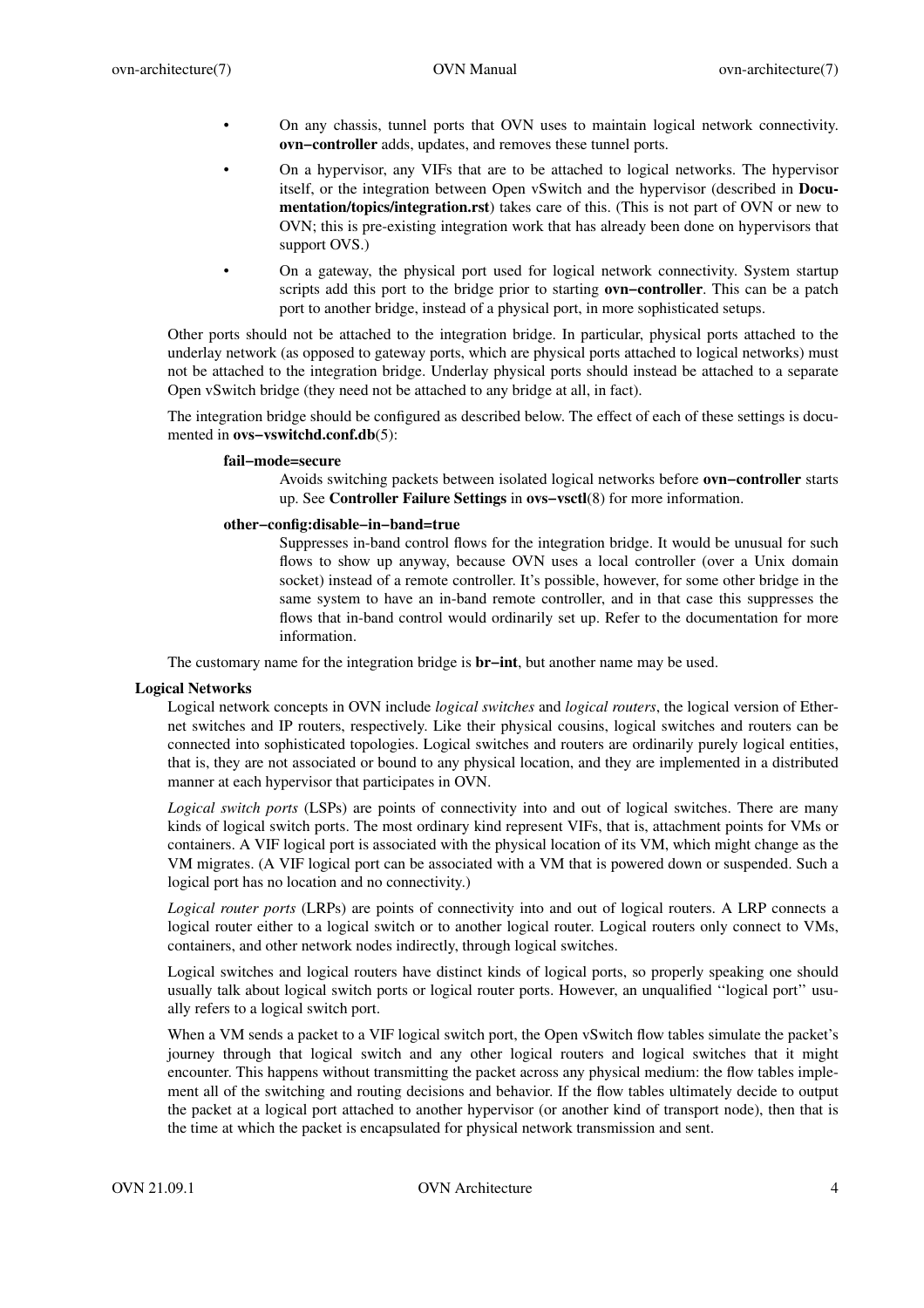- On any chassis, tunnel ports that OVN uses to maintain logical network connectivity. **ovn−controller** adds, updates, and removes these tunnel ports.
- On a hypervisor, any VIFs that are to be attached to logical networks. The hypervisor itself, or the integration between Open vSwitch and the hypervisor (described in **Documentation/topics/integration.rst**) takes care of this. (This is not part of OVN or new to OVN; this is pre-existing integration work that has already been done on hypervisors that support OVS.)
- On a gateway, the physical port used for logical network connectivity. System startup scripts add this port to the bridge prior to starting **ovn−controller**. This can be a patch port to another bridge, instead of a physical port, in more sophisticated setups.

Other ports should not be attached to the integration bridge. In particular, physical ports attached to the underlay network (as opposed to gateway ports, which are physical ports attached to logical networks) must not be attached to the integration bridge. Underlay physical ports should instead be attached to a separate Open vSwitch bridge (they need not be attached to any bridge at all, in fact).

The integration bridge should be configured as described below. The effect of each of these settings is documented in **ovs−vswitchd.conf.db**(5):

**fail−mode=secure**
: Avoids switching packets between isolated logical networks before **ovn−controller** starts up. See **Controller Failure Settings** in **ovs−vsctl**(8) for more information.

**other−config:disable−in−band=true**
: Suppresses in-band control flows for the integration bridge. It would be unusual for such flows to show up anyway, because OVN uses a local controller (over a Unix domain socket) instead of a remote controller. It's possible, however, for some other bridge in the same system to have an in-band remote controller, and in that case this suppresses the flows that in-band control would ordinarily set up. Refer to the documentation for more information.

The customary name for the integration bridge is **br−int**, but another name may be used.

### Logical Networks

Logical network concepts in OVN include *logical switches* and *logical routers*, the logical version of Ethernet switches and IP routers, respectively. Like their physical cousins, logical switches and routers can be connected into sophisticated topologies. Logical switches and routers are ordinarily purely logical entities, that is, they are not associated or bound to any physical location, and they are implemented in a distributed manner at each hypervisor that participates in OVN.

*Logical switch ports* (LSPs) are points of connectivity into and out of logical switches. There are many kinds of logical switch ports. The most ordinary kind represent VIFs, that is, attachment points for VMs or containers. A VIF logical port is associated with the physical location of its VM, which might change as the VM migrates. (A VIF logical port can be associated with a VM that is powered down or suspended. Such a logical port has no location and no connectivity.)

*Logical router ports* (LRPs) are points of connectivity into and out of logical routers. A LRP connects a logical router either to a logical switch or to another logical router. Logical routers only connect to VMs, containers, and other network nodes indirectly, through logical switches.

Logical switches and logical routers have distinct kinds of logical ports, so properly speaking one should usually talk about logical switch ports or logical router ports. However, an unqualified ''logical port'' usually refers to a logical switch port.

When a VM sends a packet to a VIF logical switch port, the Open vSwitch flow tables simulate the packet's journey through that logical switch and any other logical routers and logical switches that it might encounter. This happens without transmitting the packet across any physical medium: the flow tables implement all of the switching and routing decisions and behavior. If the flow tables ultimately decide to output the packet at a logical port attached to another hypervisor (or another kind of transport node), then that is the time at which the packet is encapsulated for physical network transmission and sent.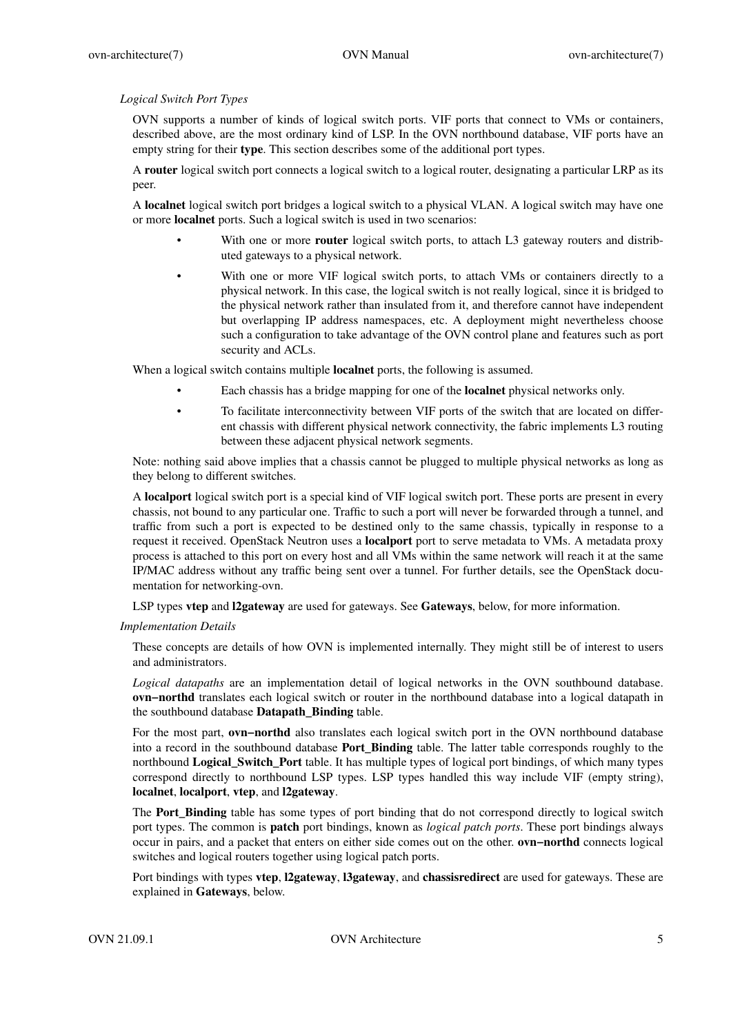*Logical Switch Port Types*

OVN supports a number of kinds of logical switch ports. VIF ports that connect to VMs or containers, described above, are the most ordinary kind of LSP. In the OVN northbound database, VIF ports have an empty string for their **type**. This section describes some of the additional port types.

A **router** logical switch port connects a logical switch to a logical router, designating a particular LRP as its peer.

A **localnet** logical switch port bridges a logical switch to a physical VLAN. A logical switch may have one or more **localnet** ports. Such a logical switch is used in two scenarios:

- With one or more **router** logical switch ports, to attach L3 gateway routers and distributed gateways to a physical network.
- With one or more VIF logical switch ports, to attach VMs or containers directly to a physical network. In this case, the logical switch is not really logical, since it is bridged to the physical network rather than insulated from it, and therefore cannot have independent but overlapping IP address namespaces, etc. A deployment might nevertheless choose such a configuration to take advantage of the OVN control plane and features such as port security and ACLs.

When a logical switch contains multiple **localnet** ports, the following is assumed.

- Each chassis has a bridge mapping for one of the **localnet** physical networks only.
- To facilitate interconnectivity between VIF ports of the switch that are located on different chassis with different physical network connectivity, the fabric implements L3 routing between these adjacent physical network segments.

Note: nothing said above implies that a chassis cannot be plugged to multiple physical networks as long as they belong to different switches.

A **localport** logical switch port is a special kind of VIF logical switch port. These ports are present in every chassis, not bound to any particular one. Traffic to such a port will never be forwarded through a tunnel, and traffic from such a port is expected to be destined only to the same chassis, typically in response to a request it received. OpenStack Neutron uses a **localport** port to serve metadata to VMs. A metadata proxy process is attached to this port on every host and all VMs within the same network will reach it at the same IP/MAC address without any traffic being sent over a tunnel. For further details, see the OpenStack documentation for networking-ovn.

LSP types **vtep** and **l2gateway** are used for gateways. See **Gateways**, below, for more information.

*Implementation Details*

These concepts are details of how OVN is implemented internally. They might still be of interest to users and administrators.

*Logical datapaths* are an implementation detail of logical networks in the OVN southbound database. **ovn−northd** translates each logical switch or router in the northbound database into a logical datapath in the southbound database **Datapath_Binding** table.

For the most part, **ovn−northd** also translates each logical switch port in the OVN northbound database into a record in the southbound database **Port_Binding** table. The latter table corresponds roughly to the northbound **Logical_Switch_Port** table. It has multiple types of logical port bindings, of which many types correspond directly to northbound LSP types. LSP types handled this way include VIF (empty string), **localnet**, **localport**, **vtep**, and **l2gateway**.

The **Port_Binding** table has some types of port binding that do not correspond directly to logical switch port types. The common is **patch** port bindings, known as *logical patch ports*. These port bindings always occur in pairs, and a packet that enters on either side comes out on the other. **ovn−northd** connects logical switches and logical routers together using logical patch ports.

Port bindings with types **vtep**, **l2gateway**, **l3gateway**, and **chassisredirect** are used for gateways. These are explained in **Gateways**, below.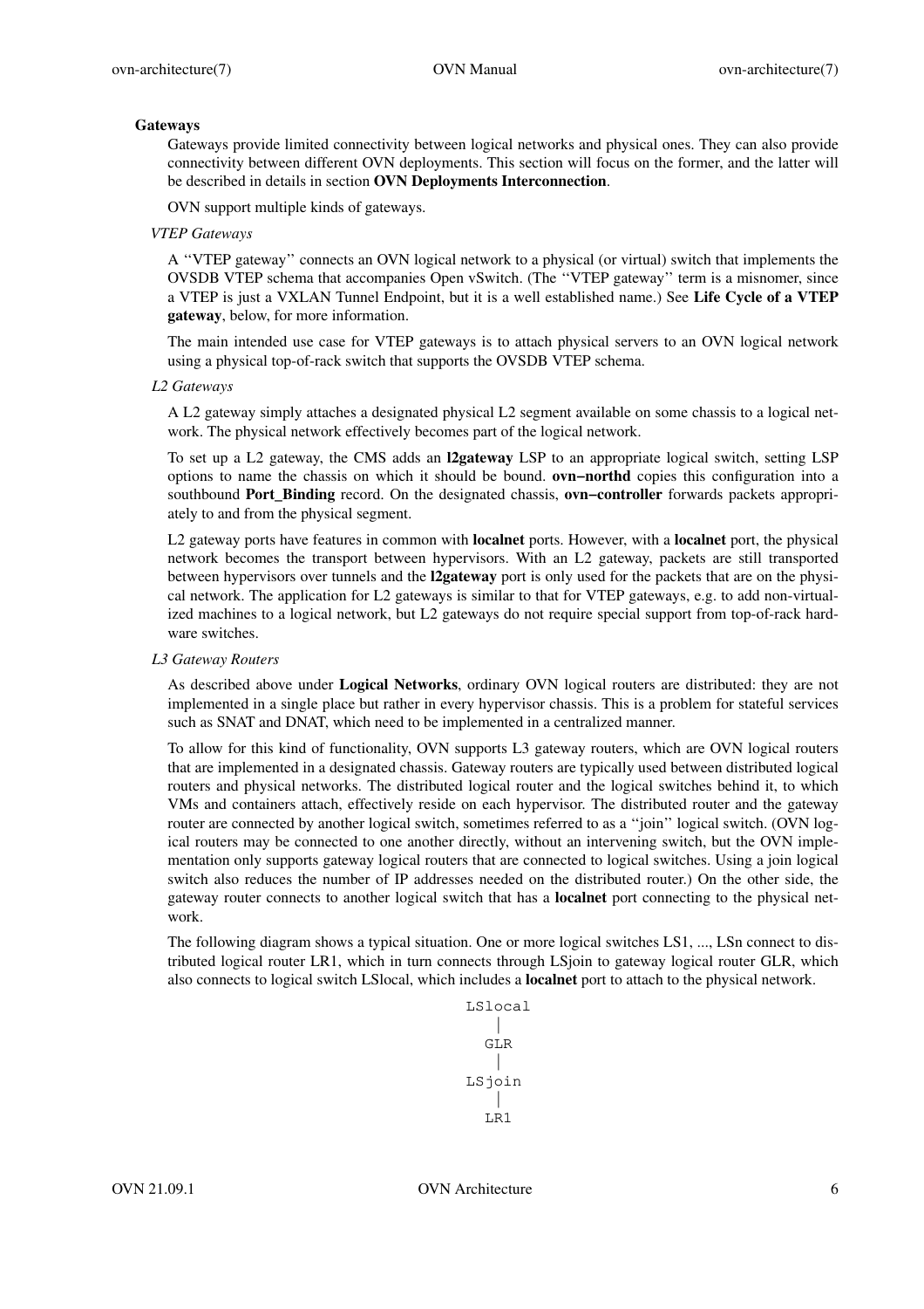## Gateways

Gateways provide limited connectivity between logical networks and physical ones. They can also provide connectivity between different OVN deployments. This section will focus on the former, and the latter will be described in details in section **OVN Deployments Interconnection**.

OVN support multiple kinds of gateways.

### *VTEP Gateways*

A ‘‘VTEP gateway’’ connects an OVN logical network to a physical (or virtual) switch that implements the OVSDB VTEP schema that accompanies Open vSwitch. (The ‘‘VTEP gateway’’ term is a misnomer, since a VTEP is just a VXLAN Tunnel Endpoint, but it is a well established name.) See **Life Cycle of a VTEP gateway**, below, for more information.

The main intended use case for VTEP gateways is to attach physical servers to an OVN logical network using a physical top-of-rack switch that supports the OVSDB VTEP schema.

### *L2 Gateways*

A L2 gateway simply attaches a designated physical L2 segment available on some chassis to a logical network. The physical network effectively becomes part of the logical network.

To set up a L2 gateway, the CMS adds an **l2gateway** LSP to an appropriate logical switch, setting LSP options to name the chassis on which it should be bound. **ovn−northd** copies this configuration into a southbound **Port_Binding** record. On the designated chassis, **ovn−controller** forwards packets appropriately to and from the physical segment.

L2 gateway ports have features in common with **localnet** ports. However, with a **localnet** port, the physical network becomes the transport between hypervisors. With an L2 gateway, packets are still transported between hypervisors over tunnels and the **l2gateway** port is only used for the packets that are on the physical network. The application for L2 gateways is similar to that for VTEP gateways, e.g. to add non-virtualized machines to a logical network, but L2 gateways do not require special support from top-of-rack hardware switches.

### *L3 Gateway Routers*

As described above under **Logical Networks**, ordinary OVN logical routers are distributed: they are not implemented in a single place but rather in every hypervisor chassis. This is a problem for stateful services such as SNAT and DNAT, which need to be implemented in a centralized manner.

To allow for this kind of functionality, OVN supports L3 gateway routers, which are OVN logical routers that are implemented in a designated chassis. Gateway routers are typically used between distributed logical routers and physical networks. The distributed logical router and the logical switches behind it, to which VMs and containers attach, effectively reside on each hypervisor. The distributed router and the gateway router are connected by another logical switch, sometimes referred to as a ‘‘join’’ logical switch. (OVN logical routers may be connected to one another directly, without an intervening switch, but the OVN implementation only supports gateway logical routers that are connected to logical switches. Using a join logical switch also reduces the number of IP addresses needed on the distributed router.) On the other side, the gateway router connects to another logical switch that has a **localnet** port connecting to the physical network.

The following diagram shows a typical situation. One or more logical switches LS1, ..., LSn connect to distributed logical router LR1, which in turn connects through LSjoin to gateway logical router GLR, which also connects to logical switch LSlocal, which includes a **localnet** port to attach to the physical network.

```
LSlocal
   |
  GLR
   |
LSjoin
   |
  LR1
```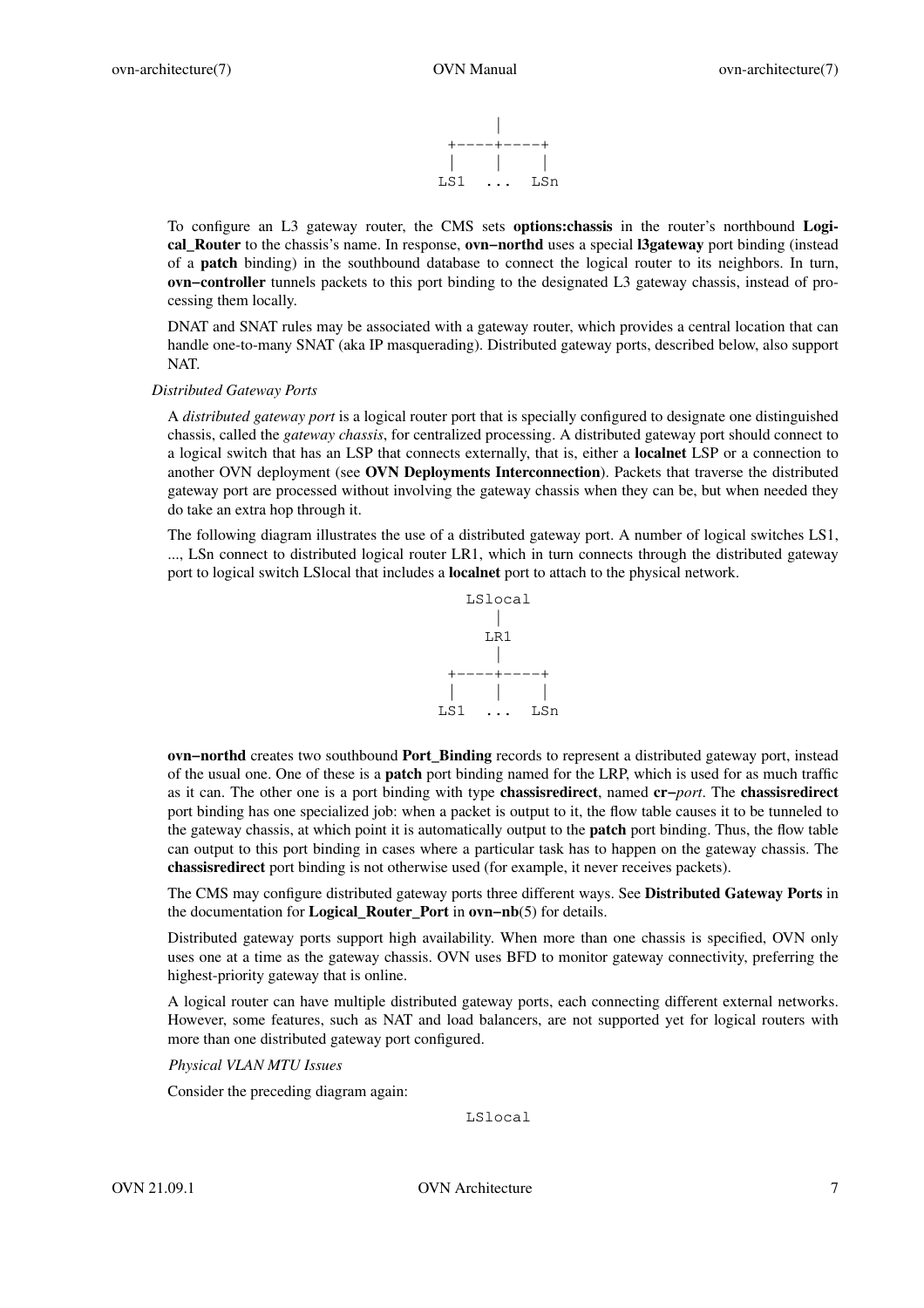```
          |
     +----+----+
     |    |    |
    LS1  ...  LSn
```

To configure an L3 gateway router, the CMS sets **options:chassis** in the router's northbound **Logical_Router** to the chassis's name. In response, **ovn−northd** uses a special **l3gateway** port binding (instead of a **patch** binding) in the southbound database to connect the logical router to its neighbors. In turn, **ovn−controller** tunnels packets to this port binding to the designated L3 gateway chassis, instead of processing them locally.

DNAT and SNAT rules may be associated with a gateway router, which provides a central location that can handle one-to-many SNAT (aka IP masquerading). Distributed gateway ports, described below, also support NAT.

### *Distributed Gateway Ports*

A *distributed gateway port* is a logical router port that is specially configured to designate one distinguished chassis, called the *gateway chassis*, for centralized processing. A distributed gateway port should connect to a logical switch that has an LSP that connects externally, that is, either a **localnet** LSP or a connection to another OVN deployment (see **OVN Deployments Interconnection**). Packets that traverse the distributed gateway port are processed without involving the gateway chassis when they can be, but when needed they do take an extra hop through it.

The following diagram illustrates the use of a distributed gateway port. A number of logical switches LS1, ..., LSn connect to distributed logical router LR1, which in turn connects through the distributed gateway port to logical switch LSlocal that includes a **localnet** port to attach to the physical network.

```
       LSlocal
          |
         LR1
          |
     +----+----+
     |    |    |
    LS1  ...  LSn
```

**ovn−northd** creates two southbound **Port_Binding** records to represent a distributed gateway port, instead of the usual one. One of these is a **patch** port binding named for the LRP, which is used for as much traffic as it can. The other one is a port binding with type **chassisredirect**, named **cr−***port*. The **chassisredirect** port binding has one specialized job: when a packet is output to it, the flow table causes it to be tunneled to the gateway chassis, at which point it is automatically output to the **patch** port binding. Thus, the flow table can output to this port binding in cases where a particular task has to happen on the gateway chassis. The **chassisredirect** port binding is not otherwise used (for example, it never receives packets).

The CMS may configure distributed gateway ports three different ways. See **Distributed Gateway Ports** in the documentation for **Logical_Router_Port** in **ovn−nb**(5) for details.

Distributed gateway ports support high availability. When more than one chassis is specified, OVN only uses one at a time as the gateway chassis. OVN uses BFD to monitor gateway connectivity, preferring the highest-priority gateway that is online.

A logical router can have multiple distributed gateway ports, each connecting different external networks. However, some features, such as NAT and load balancers, are not supported yet for logical routers with more than one distributed gateway port configured.

### *Physical VLAN MTU Issues*

Consider the preceding diagram again:

```
       LSlocal
```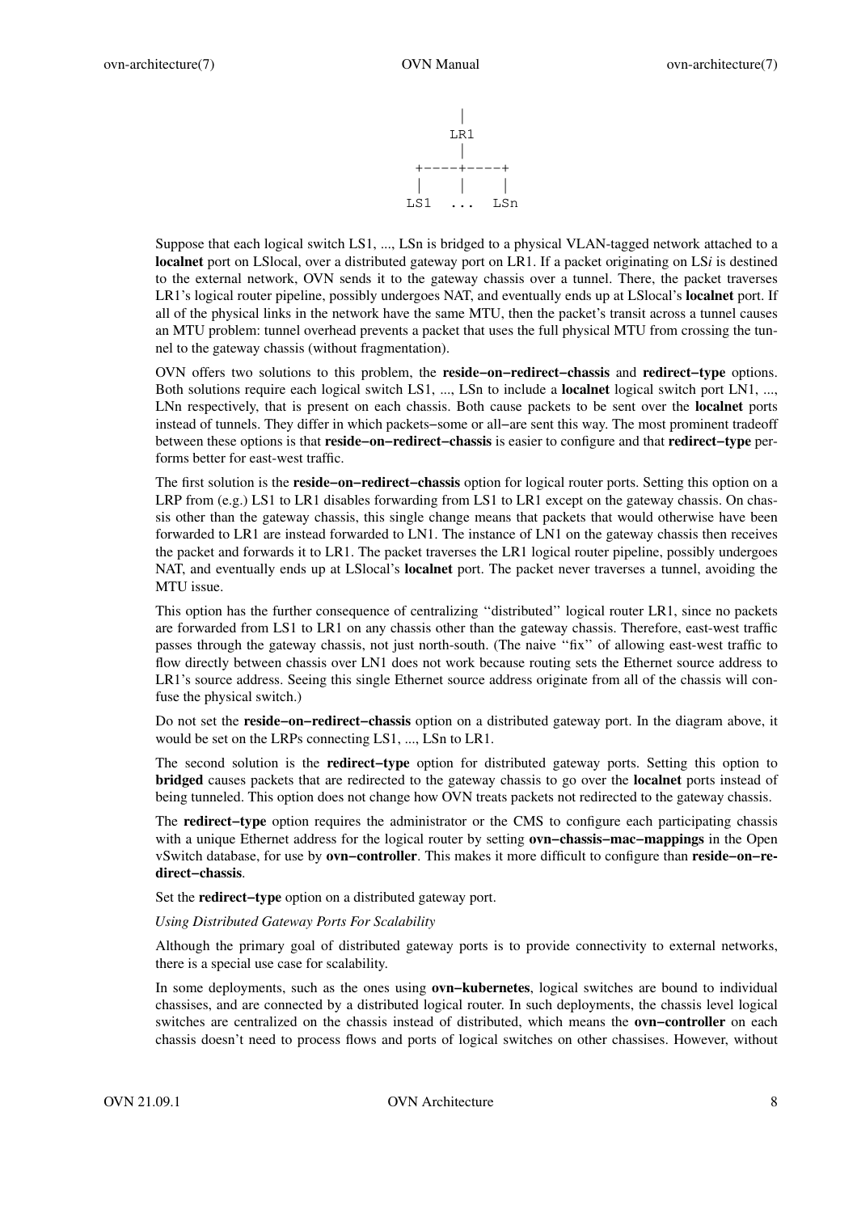```
           |
          LR1
           |
      +----+----+
      |    |    |
     LS1  ...  LSn
```

Suppose that each logical switch LS1, ..., LSn is bridged to a physical VLAN-tagged network attached to a **localnet** port on LSlocal, over a distributed gateway port on LR1. If a packet originating on LS*i* is destined to the external network, OVN sends it to the gateway chassis over a tunnel. There, the packet traverses LR1's logical router pipeline, possibly undergoes NAT, and eventually ends up at LSlocal's **localnet** port. If all of the physical links in the network have the same MTU, then the packet's transit across a tunnel causes an MTU problem: tunnel overhead prevents a packet that uses the full physical MTU from crossing the tunnel to the gateway chassis (without fragmentation).

OVN offers two solutions to this problem, the **reside−on−redirect−chassis** and **redirect−type** options. Both solutions require each logical switch LS1, ..., LSn to include a **localnet** logical switch port LN1, ..., LNn respectively, that is present on each chassis. Both cause packets to be sent over the **localnet** ports instead of tunnels. They differ in which packets−some or all−are sent this way. The most prominent tradeoff between these options is that **reside−on−redirect−chassis** is easier to configure and that **redirect−type** performs better for east-west traffic.

The first solution is the **reside−on−redirect−chassis** option for logical router ports. Setting this option on a LRP from (e.g.) LS1 to LR1 disables forwarding from LS1 to LR1 except on the gateway chassis. On chassis other than the gateway chassis, this single change means that packets that would otherwise have been forwarded to LR1 are instead forwarded to LN1. The instance of LN1 on the gateway chassis then receives the packet and forwards it to LR1. The packet traverses the LR1 logical router pipeline, possibly undergoes NAT, and eventually ends up at LSlocal's **localnet** port. The packet never traverses a tunnel, avoiding the MTU issue.

This option has the further consequence of centralizing ''distributed'' logical router LR1, since no packets are forwarded from LS1 to LR1 on any chassis other than the gateway chassis. Therefore, east-west traffic passes through the gateway chassis, not just north-south. (The naive ''fix'' of allowing east-west traffic to flow directly between chassis over LN1 does not work because routing sets the Ethernet source address to LR1's source address. Seeing this single Ethernet source address originate from all of the chassis will confuse the physical switch.)

Do not set the **reside−on−redirect−chassis** option on a distributed gateway port. In the diagram above, it would be set on the LRPs connecting LS1, ..., LSn to LR1.

The second solution is the **redirect−type** option for distributed gateway ports. Setting this option to **bridged** causes packets that are redirected to the gateway chassis to go over the **localnet** ports instead of being tunneled. This option does not change how OVN treats packets not redirected to the gateway chassis.

The **redirect−type** option requires the administrator or the CMS to configure each participating chassis with a unique Ethernet address for the logical router by setting **ovn−chassis−mac−mappings** in the Open vSwitch database, for use by **ovn−controller**. This makes it more difficult to configure than **reside−on−redirect−chassis**.

Set the **redirect−type** option on a distributed gateway port.

*Using Distributed Gateway Ports For Scalability*

Although the primary goal of distributed gateway ports is to provide connectivity to external networks, there is a special use case for scalability.

In some deployments, such as the ones using **ovn−kubernetes**, logical switches are bound to individual chassises, and are connected by a distributed logical router. In such deployments, the chassis level logical switches are centralized on the chassis instead of distributed, which means the **ovn−controller** on each chassis doesn't need to process flows and ports of logical switches on other chassises. However, without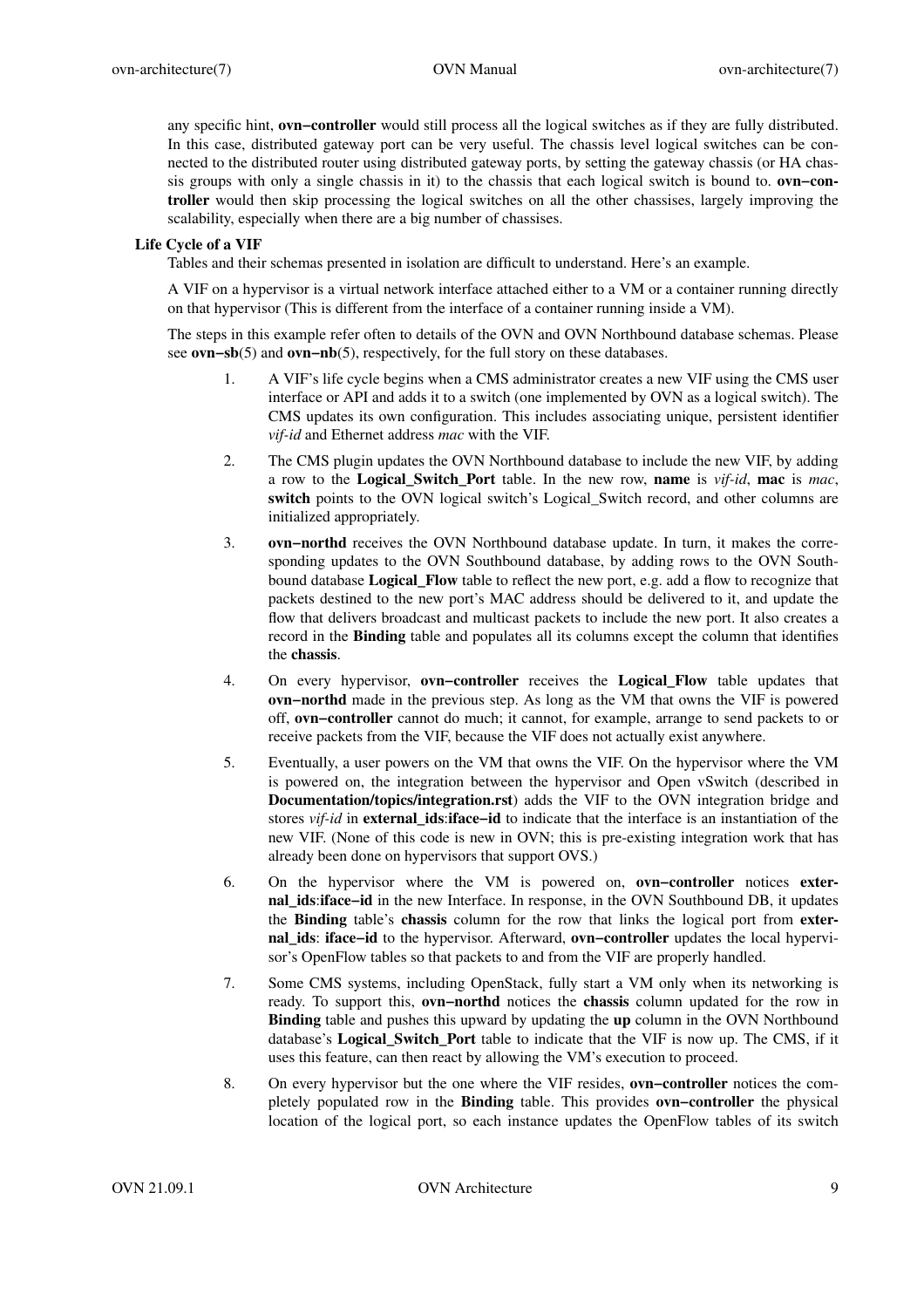any specific hint, **ovn−controller** would still process all the logical switches as if they are fully distributed. In this case, distributed gateway port can be very useful. The chassis level logical switches can be connected to the distributed router using distributed gateway ports, by setting the gateway chassis (or HA chassis groups with only a single chassis in it) to the chassis that each logical switch is bound to. **ovn−controller** would then skip processing the logical switches on all the other chassises, largely improving the scalability, especially when there are a big number of chassises.

### Life Cycle of a VIF

Tables and their schemas presented in isolation are difficult to understand. Here's an example.

A VIF on a hypervisor is a virtual network interface attached either to a VM or a container running directly on that hypervisor (This is different from the interface of a container running inside a VM).

The steps in this example refer often to details of the OVN and OVN Northbound database schemas. Please see **ovn−sb**(5) and **ovn−nb**(5), respectively, for the full story on these databases.

1. A VIF's life cycle begins when a CMS administrator creates a new VIF using the CMS user interface or API and adds it to a switch (one implemented by OVN as a logical switch). The CMS updates its own configuration. This includes associating unique, persistent identifier *vif-id* and Ethernet address *mac* with the VIF.

2. The CMS plugin updates the OVN Northbound database to include the new VIF, by adding a row to the **Logical_Switch_Port** table. In the new row, **name** is *vif-id*, **mac** is *mac*, **switch** points to the OVN logical switch's Logical_Switch record, and other columns are initialized appropriately.

3. **ovn−northd** receives the OVN Northbound database update. In turn, it makes the corresponding updates to the OVN Southbound database, by adding rows to the OVN Southbound database **Logical_Flow** table to reflect the new port, e.g. add a flow to recognize that packets destined to the new port's MAC address should be delivered to it, and update the flow that delivers broadcast and multicast packets to include the new port. It also creates a record in the **Binding** table and populates all its columns except the column that identifies the **chassis**.

4. On every hypervisor, **ovn−controller** receives the **Logical_Flow** table updates that **ovn−northd** made in the previous step. As long as the VM that owns the VIF is powered off, **ovn−controller** cannot do much; it cannot, for example, arrange to send packets to or receive packets from the VIF, because the VIF does not actually exist anywhere.

5. Eventually, a user powers on the VM that owns the VIF. On the hypervisor where the VM is powered on, the integration between the hypervisor and Open vSwitch (described in **Documentation/topics/integration.rst**) adds the VIF to the OVN integration bridge and stores *vif-id* in **external_ids**:**iface−id** to indicate that the interface is an instantiation of the new VIF. (None of this code is new in OVN; this is pre-existing integration work that has already been done on hypervisors that support OVS.)

6. On the hypervisor where the VM is powered on, **ovn−controller** notices **external_ids**:**iface−id** in the new Interface. In response, in the OVN Southbound DB, it updates the **Binding** table's **chassis** column for the row that links the logical port from **external_ids**: **iface−id** to the hypervisor. Afterward, **ovn−controller** updates the local hypervisor's OpenFlow tables so that packets to and from the VIF are properly handled.

7. Some CMS systems, including OpenStack, fully start a VM only when its networking is ready. To support this, **ovn−northd** notices the **chassis** column updated for the row in **Binding** table and pushes this upward by updating the **up** column in the OVN Northbound database's **Logical_Switch_Port** table to indicate that the VIF is now up. The CMS, if it uses this feature, can then react by allowing the VM's execution to proceed.

8. On every hypervisor but the one where the VIF resides, **ovn−controller** notices the completely populated row in the **Binding** table. This provides **ovn−controller** the physical location of the logical port, so each instance updates the OpenFlow tables of its switch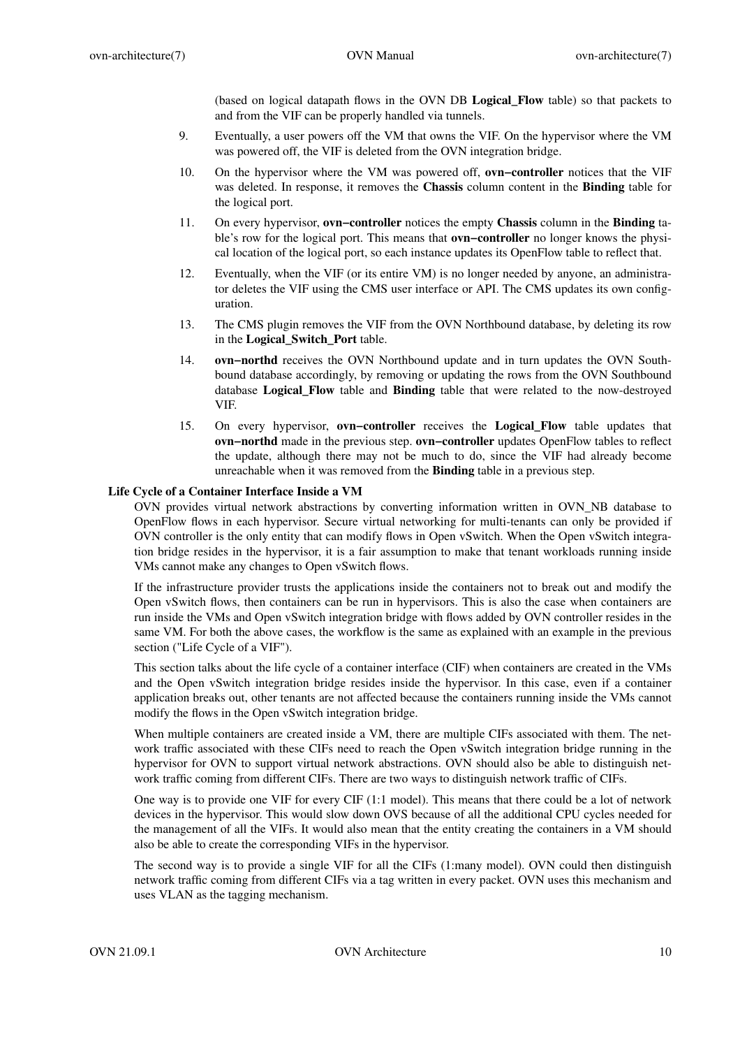(based on logical datapath flows in the OVN DB **Logical_Flow** table) so that packets to and from the VIF can be properly handled via tunnels.

9. Eventually, a user powers off the VM that owns the VIF. On the hypervisor where the VM was powered off, the VIF is deleted from the OVN integration bridge.

10. On the hypervisor where the VM was powered off, **ovn−controller** notices that the VIF was deleted. In response, it removes the **Chassis** column content in the **Binding** table for the logical port.

11. On every hypervisor, **ovn−controller** notices the empty **Chassis** column in the **Binding** table's row for the logical port. This means that **ovn−controller** no longer knows the physical location of the logical port, so each instance updates its OpenFlow table to reflect that.

12. Eventually, when the VIF (or its entire VM) is no longer needed by anyone, an administrator deletes the VIF using the CMS user interface or API. The CMS updates its own configuration.

13. The CMS plugin removes the VIF from the OVN Northbound database, by deleting its row in the **Logical_Switch_Port** table.

14. **ovn−northd** receives the OVN Northbound update and in turn updates the OVN Southbound database accordingly, by removing or updating the rows from the OVN Southbound database **Logical_Flow** table and **Binding** table that were related to the now-destroyed VIF.

15. On every hypervisor, **ovn−controller** receives the **Logical_Flow** table updates that **ovn−northd** made in the previous step. **ovn−controller** updates OpenFlow tables to reflect the update, although there may not be much to do, since the VIF had already become unreachable when it was removed from the **Binding** table in a previous step.

### Life Cycle of a Container Interface Inside a VM

OVN provides virtual network abstractions by converting information written in OVN_NB database to OpenFlow flows in each hypervisor. Secure virtual networking for multi-tenants can only be provided if OVN controller is the only entity that can modify flows in Open vSwitch. When the Open vSwitch integration bridge resides in the hypervisor, it is a fair assumption to make that tenant workloads running inside VMs cannot make any changes to Open vSwitch flows.

If the infrastructure provider trusts the applications inside the containers not to break out and modify the Open vSwitch flows, then containers can be run in hypervisors. This is also the case when containers are run inside the VMs and Open vSwitch integration bridge with flows added by OVN controller resides in the same VM. For both the above cases, the workflow is the same as explained with an example in the previous section ("Life Cycle of a VIF").

This section talks about the life cycle of a container interface (CIF) when containers are created in the VMs and the Open vSwitch integration bridge resides inside the hypervisor. In this case, even if a container application breaks out, other tenants are not affected because the containers running inside the VMs cannot modify the flows in the Open vSwitch integration bridge.

When multiple containers are created inside a VM, there are multiple CIFs associated with them. The network traffic associated with these CIFs need to reach the Open vSwitch integration bridge running in the hypervisor for OVN to support virtual network abstractions. OVN should also be able to distinguish network traffic coming from different CIFs. There are two ways to distinguish network traffic of CIFs.

One way is to provide one VIF for every CIF (1:1 model). This means that there could be a lot of network devices in the hypervisor. This would slow down OVS because of all the additional CPU cycles needed for the management of all the VIFs. It would also mean that the entity creating the containers in a VM should also be able to create the corresponding VIFs in the hypervisor.

The second way is to provide a single VIF for all the CIFs (1:many model). OVN could then distinguish network traffic coming from different CIFs via a tag written in every packet. OVN uses this mechanism and uses VLAN as the tagging mechanism.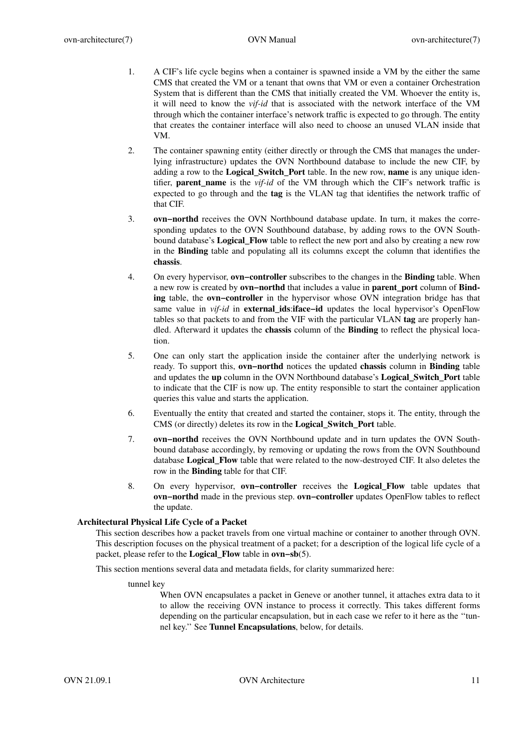1. A CIF's life cycle begins when a container is spawned inside a VM by the either the same CMS that created the VM or a tenant that owns that VM or even a container Orchestration System that is different than the CMS that initially created the VM. Whoever the entity is, it will need to know the *vif-id* that is associated with the network interface of the VM through which the container interface's network traffic is expected to go through. The entity that creates the container interface will also need to choose an unused VLAN inside that VM.

2. The container spawning entity (either directly or through the CMS that manages the underlying infrastructure) updates the OVN Northbound database to include the new CIF, by adding a row to the **Logical_Switch_Port** table. In the new row, **name** is any unique identifier, **parent_name** is the *vif-id* of the VM through which the CIF's network traffic is expected to go through and the **tag** is the VLAN tag that identifies the network traffic of that CIF.

3. **ovn−northd** receives the OVN Northbound database update. In turn, it makes the corresponding updates to the OVN Southbound database, by adding rows to the OVN Southbound database's **Logical_Flow** table to reflect the new port and also by creating a new row in the **Binding** table and populating all its columns except the column that identifies the **chassis**.

4. On every hypervisor, **ovn−controller** subscribes to the changes in the **Binding** table. When a new row is created by **ovn−northd** that includes a value in **parent_port** column of **Binding** table, the **ovn−controller** in the hypervisor whose OVN integration bridge has that same value in *vif-id* in **external_ids**:**iface−id** updates the local hypervisor's OpenFlow tables so that packets to and from the VIF with the particular VLAN **tag** are properly handled. Afterward it updates the **chassis** column of the **Binding** to reflect the physical location.

5. One can only start the application inside the container after the underlying network is ready. To support this, **ovn−northd** notices the updated **chassis** column in **Binding** table and updates the **up** column in the OVN Northbound database's **Logical_Switch_Port** table to indicate that the CIF is now up. The entity responsible to start the container application queries this value and starts the application.

6. Eventually the entity that created and started the container, stops it. The entity, through the CMS (or directly) deletes its row in the **Logical_Switch_Port** table.

7. **ovn−northd** receives the OVN Northbound update and in turn updates the OVN Southbound database accordingly, by removing or updating the rows from the OVN Southbound database **Logical_Flow** table that were related to the now-destroyed CIF. It also deletes the row in the **Binding** table for that CIF.

8. On every hypervisor, **ovn−controller** receives the **Logical_Flow** table updates that **ovn−northd** made in the previous step. **ovn−controller** updates OpenFlow tables to reflect the update.

### Architectural Physical Life Cycle of a Packet

This section describes how a packet travels from one virtual machine or container to another through OVN. This description focuses on the physical treatment of a packet; for a description of the logical life cycle of a packet, please refer to the **Logical_Flow** table in **ovn−sb**(5).

This section mentions several data and metadata fields, for clarity summarized here:

tunnel key
: When OVN encapsulates a packet in Geneve or another tunnel, it attaches extra data to it to allow the receiving OVN instance to process it correctly. This takes different forms depending on the particular encapsulation, but in each case we refer to it here as the ''tunnel key.'' See **Tunnel Encapsulations**, below, for details.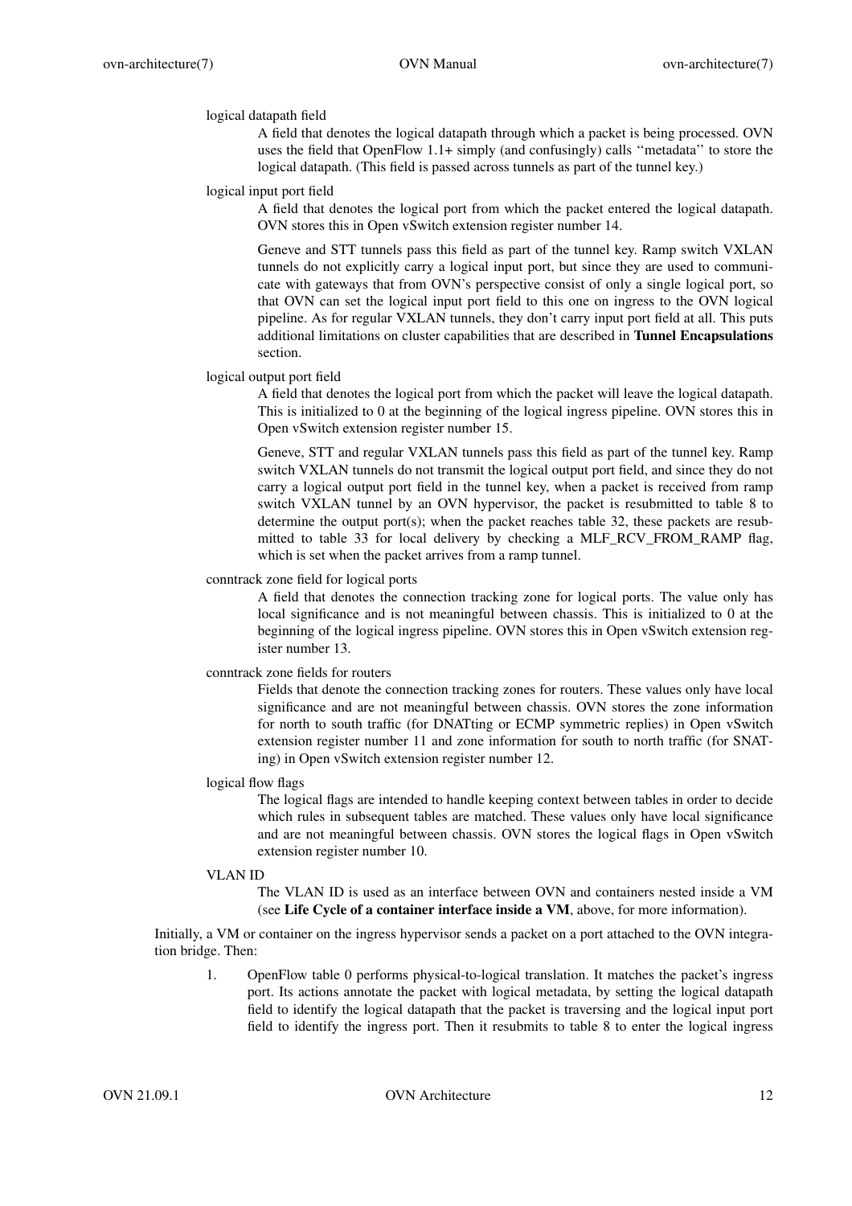logical datapath field

A field that denotes the logical datapath through which a packet is being processed. OVN uses the field that OpenFlow 1.1+ simply (and confusingly) calls ''metadata'' to store the logical datapath. (This field is passed across tunnels as part of the tunnel key.)

logical input port field

A field that denotes the logical port from which the packet entered the logical datapath. OVN stores this in Open vSwitch extension register number 14.

Geneve and STT tunnels pass this field as part of the tunnel key. Ramp switch VXLAN tunnels do not explicitly carry a logical input port, but since they are used to communicate with gateways that from OVN's perspective consist of only a single logical port, so that OVN can set the logical input port field to this one on ingress to the OVN logical pipeline. As for regular VXLAN tunnels, they don't carry input port field at all. This puts additional limitations on cluster capabilities that are described in **Tunnel Encapsulations** section.

logical output port field

A field that denotes the logical port from which the packet will leave the logical datapath. This is initialized to 0 at the beginning of the logical ingress pipeline. OVN stores this in Open vSwitch extension register number 15.

Geneve, STT and regular VXLAN tunnels pass this field as part of the tunnel key. Ramp switch VXLAN tunnels do not transmit the logical output port field, and since they do not carry a logical output port field in the tunnel key, when a packet is received from ramp switch VXLAN tunnel by an OVN hypervisor, the packet is resubmitted to table 8 to determine the output port(s); when the packet reaches table 32, these packets are resubmitted to table 33 for local delivery by checking a MLF_RCV_FROM_RAMP flag, which is set when the packet arrives from a ramp tunnel.

conntrack zone field for logical ports

A field that denotes the connection tracking zone for logical ports. The value only has local significance and is not meaningful between chassis. This is initialized to 0 at the beginning of the logical ingress pipeline. OVN stores this in Open vSwitch extension register number 13.

conntrack zone fields for routers

Fields that denote the connection tracking zones for routers. These values only have local significance and are not meaningful between chassis. OVN stores the zone information for north to south traffic (for DNATting or ECMP symmetric replies) in Open vSwitch extension register number 11 and zone information for south to north traffic (for SNATing) in Open vSwitch extension register number 12.

logical flow flags

The logical flags are intended to handle keeping context between tables in order to decide which rules in subsequent tables are matched. These values only have local significance and are not meaningful between chassis. OVN stores the logical flags in Open vSwitch extension register number 10.

VLAN ID

The VLAN ID is used as an interface between OVN and containers nested inside a VM (see **Life Cycle of a container interface inside a VM**, above, for more information).

Initially, a VM or container on the ingress hypervisor sends a packet on a port attached to the OVN integration bridge. Then:

1. OpenFlow table 0 performs physical-to-logical translation. It matches the packet's ingress port. Its actions annotate the packet with logical metadata, by setting the logical datapath field to identify the logical datapath that the packet is traversing and the logical input port field to identify the ingress port. Then it resubmits to table 8 to enter the logical ingress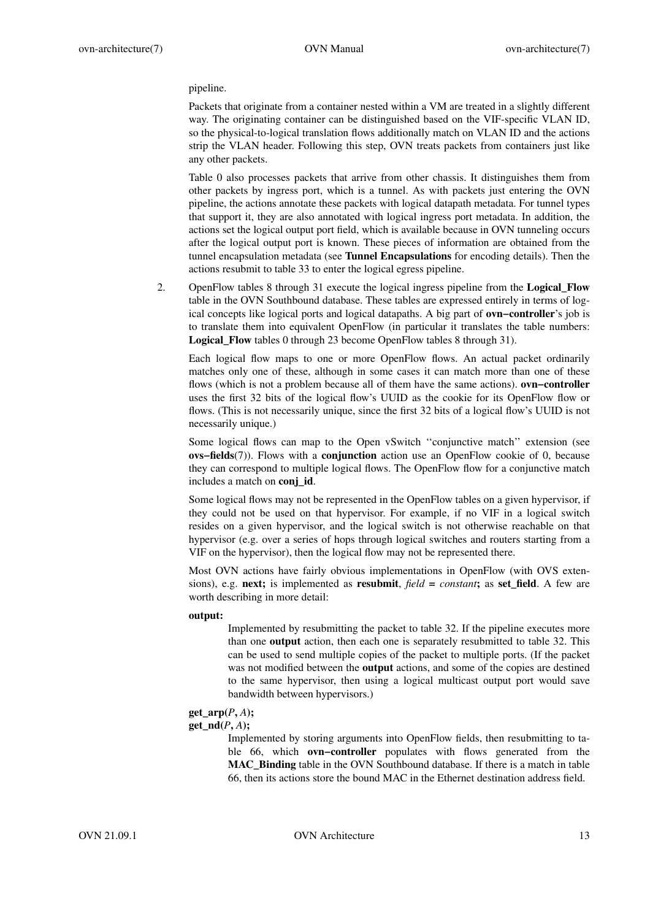pipeline.

Packets that originate from a container nested within a VM are treated in a slightly different way. The originating container can be distinguished based on the VIF-specific VLAN ID, so the physical-to-logical translation flows additionally match on VLAN ID and the actions strip the VLAN header. Following this step, OVN treats packets from containers just like any other packets.

Table 0 also processes packets that arrive from other chassis. It distinguishes them from other packets by ingress port, which is a tunnel. As with packets just entering the OVN pipeline, the actions annotate these packets with logical datapath metadata. For tunnel types that support it, they are also annotated with logical ingress port metadata. In addition, the actions set the logical output port field, which is available because in OVN tunneling occurs after the logical output port is known. These pieces of information are obtained from the tunnel encapsulation metadata (see **Tunnel Encapsulations** for encoding details). Then the actions resubmit to table 33 to enter the logical egress pipeline.

2. OpenFlow tables 8 through 31 execute the logical ingress pipeline from the **Logical_Flow** table in the OVN Southbound database. These tables are expressed entirely in terms of logical concepts like logical ports and logical datapaths. A big part of **ovn−controller**'s job is to translate them into equivalent OpenFlow (in particular it translates the table numbers: **Logical_Flow** tables 0 through 23 become OpenFlow tables 8 through 31).

   Each logical flow maps to one or more OpenFlow flows. An actual packet ordinarily matches only one of these, although in some cases it can match more than one of these flows (which is not a problem because all of them have the same actions). **ovn−controller** uses the first 32 bits of the logical flow's UUID as the cookie for its OpenFlow flow or flows. (This is not necessarily unique, since the first 32 bits of a logical flow's UUID is not necessarily unique.)

   Some logical flows can map to the Open vSwitch ''conjunctive match'' extension (see **ovs−fields**(7)). Flows with a **conjunction** action use an OpenFlow cookie of 0, because they can correspond to multiple logical flows. The OpenFlow flow for a conjunctive match includes a match on **conj_id**.

   Some logical flows may not be represented in the OpenFlow tables on a given hypervisor, if they could not be used on that hypervisor. For example, if no VIF in a logical switch resides on a given hypervisor, and the logical switch is not otherwise reachable on that hypervisor (e.g. over a series of hops through logical switches and routers starting from a VIF on the hypervisor), then the logical flow may not be represented there.

   Most OVN actions have fairly obvious implementations in OpenFlow (with OVS extensions), e.g. **next;** is implemented as **resubmit**, *field* **=** *constant***;** as **set_field**. A few are worth describing in more detail:

   **output:**

   Implemented by resubmitting the packet to table 32. If the pipeline executes more than one **output** action, then each one is separately resubmitted to table 32. This can be used to send multiple copies of the packet to multiple ports. (If the packet was not modified between the **output** actions, and some of the copies are destined to the same hypervisor, then using a logical multicast output port would save bandwidth between hypervisors.)

   **get_arp(***P***,** *A***);**
   **get_nd(***P***,** *A***);**

   Implemented by storing arguments into OpenFlow fields, then resubmitting to table 66, which **ovn−controller** populates with flows generated from the **MAC_Binding** table in the OVN Southbound database. If there is a match in table 66, then its actions store the bound MAC in the Ethernet destination address field.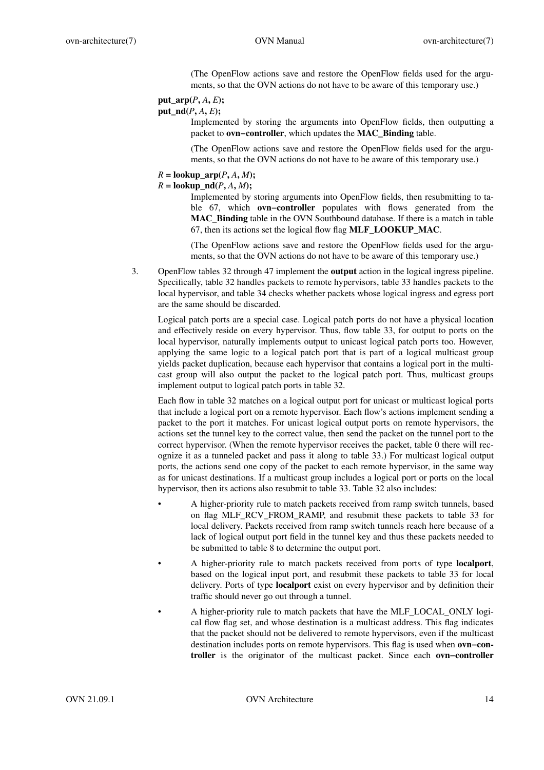(The OpenFlow actions save and restore the OpenFlow fields used for the arguments, so that the OVN actions do not have to be aware of this temporary use.)

**put_arp(***P***,** *A***,** *E***);**
**put_nd(***P***,** *A***,** *E***);**

Implemented by storing the arguments into OpenFlow fields, then outputting a packet to **ovn−controller**, which updates the **MAC_Binding** table.

(The OpenFlow actions save and restore the OpenFlow fields used for the arguments, so that the OVN actions do not have to be aware of this temporary use.)

*R* **= lookup_arp(***P***,** *A***,** *M***);**
*R* **= lookup_nd(***P***,** *A***,** *M***);**

Implemented by storing arguments into OpenFlow fields, then resubmitting to table 67, which **ovn−controller** populates with flows generated from the **MAC_Binding** table in the OVN Southbound database. If there is a match in table 67, then its actions set the logical flow flag **MLF_LOOKUP_MAC**.

(The OpenFlow actions save and restore the OpenFlow fields used for the arguments, so that the OVN actions do not have to be aware of this temporary use.)

3. OpenFlow tables 32 through 47 implement the **output** action in the logical ingress pipeline. Specifically, table 32 handles packets to remote hypervisors, table 33 handles packets to the local hypervisor, and table 34 checks whether packets whose logical ingress and egress port are the same should be discarded.

   Logical patch ports are a special case. Logical patch ports do not have a physical location and effectively reside on every hypervisor. Thus, flow table 33, for output to ports on the local hypervisor, naturally implements output to unicast logical patch ports too. However, applying the same logic to a logical patch port that is part of a logical multicast group yields packet duplication, because each hypervisor that contains a logical port in the multicast group will also output the packet to the logical patch port. Thus, multicast groups implement output to logical patch ports in table 32.

   Each flow in table 32 matches on a logical output port for unicast or multicast logical ports that include a logical port on a remote hypervisor. Each flow's actions implement sending a packet to the port it matches. For unicast logical output ports on remote hypervisors, the actions set the tunnel key to the correct value, then send the packet on the tunnel port to the correct hypervisor. (When the remote hypervisor receives the packet, table 0 there will recognize it as a tunneled packet and pass it along to table 33.) For multicast logical output ports, the actions send one copy of the packet to each remote hypervisor, in the same way as for unicast destinations. If a multicast group includes a logical port or ports on the local hypervisor, then its actions also resubmit to table 33. Table 32 also includes:

   - A higher-priority rule to match packets received from ramp switch tunnels, based on flag MLF_RCV_FROM_RAMP, and resubmit these packets to table 33 for local delivery. Packets received from ramp switch tunnels reach here because of a lack of logical output port field in the tunnel key and thus these packets needed to be submitted to table 8 to determine the output port.
   - A higher-priority rule to match packets received from ports of type **localport**, based on the logical input port, and resubmit these packets to table 33 for local delivery. Ports of type **localport** exist on every hypervisor and by definition their traffic should never go out through a tunnel.
   - A higher-priority rule to match packets that have the MLF_LOCAL_ONLY logical flow flag set, and whose destination is a multicast address. This flag indicates that the packet should not be delivered to remote hypervisors, even if the multicast destination includes ports on remote hypervisors. This flag is used when **ovn−controller** is the originator of the multicast packet. Since each **ovn−controller**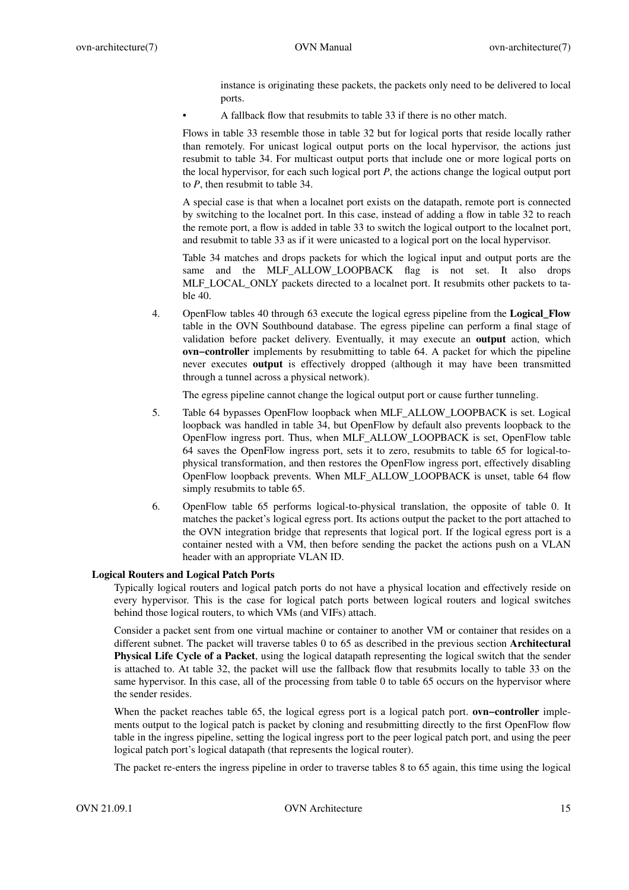instance is originating these packets, the packets only need to be delivered to local ports.

- A fallback flow that resubmits to table 33 if there is no other match.

Flows in table 33 resemble those in table 32 but for logical ports that reside locally rather than remotely. For unicast logical output ports on the local hypervisor, the actions just resubmit to table 34. For multicast output ports that include one or more logical ports on the local hypervisor, for each such logical port *P*, the actions change the logical output port to *P*, then resubmit to table 34.

A special case is that when a localnet port exists on the datapath, remote port is connected by switching to the localnet port. In this case, instead of adding a flow in table 32 to reach the remote port, a flow is added in table 33 to switch the logical outport to the localnet port, and resubmit to table 33 as if it were unicasted to a logical port on the local hypervisor.

Table 34 matches and drops packets for which the logical input and output ports are the same and the MLF_ALLOW_LOOPBACK flag is not set. It also drops MLF_LOCAL_ONLY packets directed to a localnet port. It resubmits other packets to table 40.

4. OpenFlow tables 40 through 63 execute the logical egress pipeline from the **Logical_Flow** table in the OVN Southbound database. The egress pipeline can perform a final stage of validation before packet delivery. Eventually, it may execute an **output** action, which **ovn−controller** implements by resubmitting to table 64. A packet for which the pipeline never executes **output** is effectively dropped (although it may have been transmitted through a tunnel across a physical network).

   The egress pipeline cannot change the logical output port or cause further tunneling.

5. Table 64 bypasses OpenFlow loopback when MLF_ALLOW_LOOPBACK is set. Logical loopback was handled in table 34, but OpenFlow by default also prevents loopback to the OpenFlow ingress port. Thus, when MLF_ALLOW_LOOPBACK is set, OpenFlow table 64 saves the OpenFlow ingress port, sets it to zero, resubmits to table 65 for logical-to-physical transformation, and then restores the OpenFlow ingress port, effectively disabling OpenFlow loopback prevents. When MLF_ALLOW_LOOPBACK is unset, table 64 flow simply resubmits to table 65.

6. OpenFlow table 65 performs logical-to-physical translation, the opposite of table 0. It matches the packet's logical egress port. Its actions output the packet to the port attached to the OVN integration bridge that represents that logical port. If the logical egress port is a container nested with a VM, then before sending the packet the actions push on a VLAN header with an appropriate VLAN ID.

### Logical Routers and Logical Patch Ports

Typically logical routers and logical patch ports do not have a physical location and effectively reside on every hypervisor. This is the case for logical patch ports between logical routers and logical switches behind those logical routers, to which VMs (and VIFs) attach.

Consider a packet sent from one virtual machine or container to another VM or container that resides on a different subnet. The packet will traverse tables 0 to 65 as described in the previous section **Architectural Physical Life Cycle of a Packet**, using the logical datapath representing the logical switch that the sender is attached to. At table 32, the packet will use the fallback flow that resubmits locally to table 33 on the same hypervisor. In this case, all of the processing from table 0 to table 65 occurs on the hypervisor where the sender resides.

When the packet reaches table 65, the logical egress port is a logical patch port. **ovn−controller** implements output to the logical patch is packet by cloning and resubmitting directly to the first OpenFlow flow table in the ingress pipeline, setting the logical ingress port to the peer logical patch port, and using the peer logical patch port's logical datapath (that represents the logical router).

The packet re-enters the ingress pipeline in order to traverse tables 8 to 65 again, this time using the logical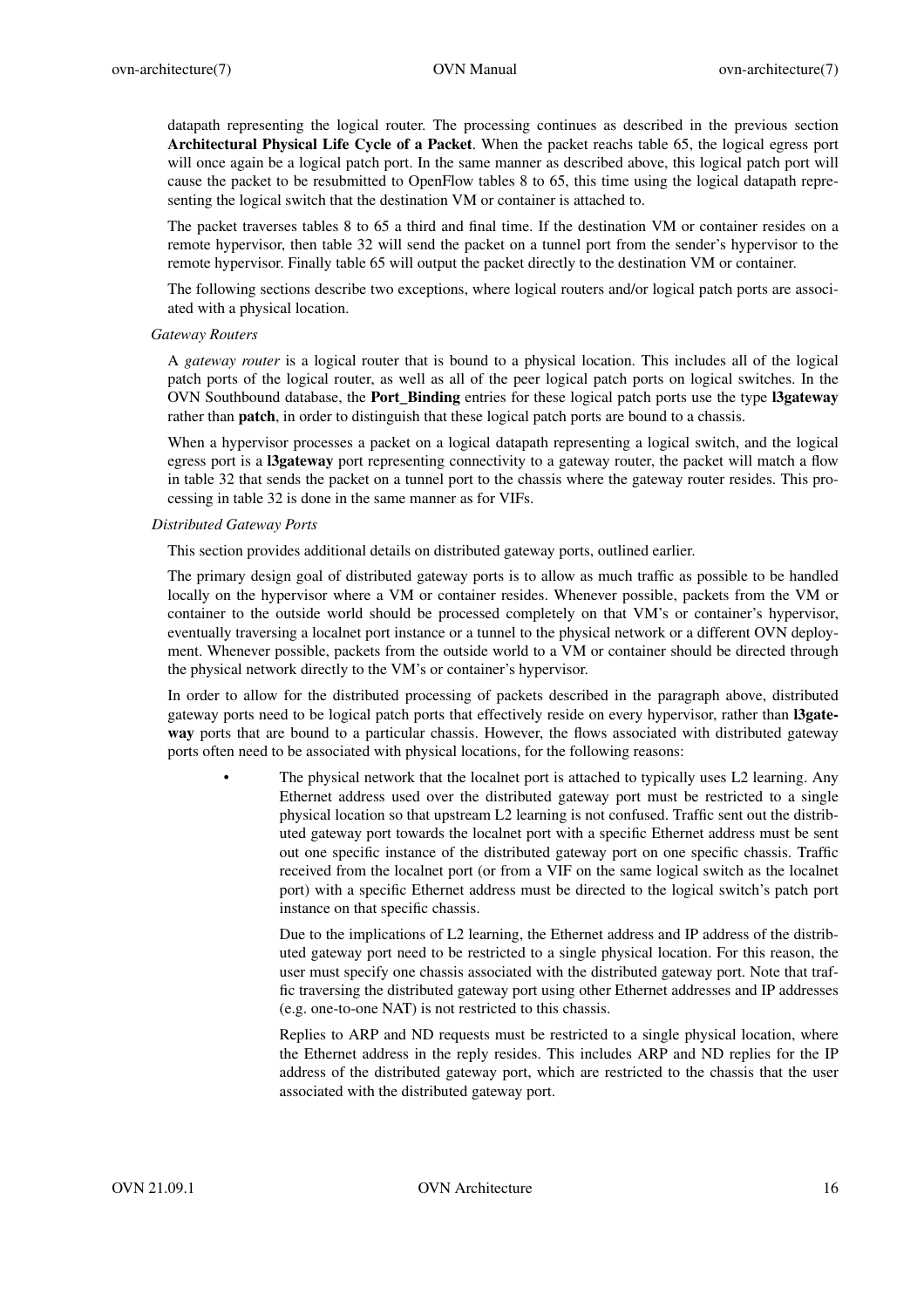datapath representing the logical router. The processing continues as described in the previous section **Architectural Physical Life Cycle of a Packet**. When the packet reachs table 65, the logical egress port will once again be a logical patch port. In the same manner as described above, this logical patch port will cause the packet to be resubmitted to OpenFlow tables 8 to 65, this time using the logical datapath representing the logical switch that the destination VM or container is attached to.

The packet traverses tables 8 to 65 a third and final time. If the destination VM or container resides on a remote hypervisor, then table 32 will send the packet on a tunnel port from the sender's hypervisor to the remote hypervisor. Finally table 65 will output the packet directly to the destination VM or container.

The following sections describe two exceptions, where logical routers and/or logical patch ports are associated with a physical location.

*Gateway Routers*

A *gateway router* is a logical router that is bound to a physical location. This includes all of the logical patch ports of the logical router, as well as all of the peer logical patch ports on logical switches. In the OVN Southbound database, the **Port_Binding** entries for these logical patch ports use the type **l3gateway** rather than **patch**, in order to distinguish that these logical patch ports are bound to a chassis.

When a hypervisor processes a packet on a logical datapath representing a logical switch, and the logical egress port is a **l3gateway** port representing connectivity to a gateway router, the packet will match a flow in table 32 that sends the packet on a tunnel port to the chassis where the gateway router resides. This processing in table 32 is done in the same manner as for VIFs.

*Distributed Gateway Ports*

This section provides additional details on distributed gateway ports, outlined earlier.

The primary design goal of distributed gateway ports is to allow as much traffic as possible to be handled locally on the hypervisor where a VM or container resides. Whenever possible, packets from the VM or container to the outside world should be processed completely on that VM's or container's hypervisor, eventually traversing a localnet port instance or a tunnel to the physical network or a different OVN deployment. Whenever possible, packets from the outside world to a VM or container should be directed through the physical network directly to the VM's or container's hypervisor.

In order to allow for the distributed processing of packets described in the paragraph above, distributed gateway ports need to be logical patch ports that effectively reside on every hypervisor, rather than **l3gateway** ports that are bound to a particular chassis. However, the flows associated with distributed gateway ports often need to be associated with physical locations, for the following reasons:

- The physical network that the localnet port is attached to typically uses L2 learning. Any Ethernet address used over the distributed gateway port must be restricted to a single physical location so that upstream L2 learning is not confused. Traffic sent out the distributed gateway port towards the localnet port with a specific Ethernet address must be sent out one specific instance of the distributed gateway port on one specific chassis. Traffic received from the localnet port (or from a VIF on the same logical switch as the localnet port) with a specific Ethernet address must be directed to the logical switch's patch port instance on that specific chassis.

  Due to the implications of L2 learning, the Ethernet address and IP address of the distributed gateway port need to be restricted to a single physical location. For this reason, the user must specify one chassis associated with the distributed gateway port. Note that traffic traversing the distributed gateway port using other Ethernet addresses and IP addresses (e.g. one-to-one NAT) is not restricted to this chassis.

  Replies to ARP and ND requests must be restricted to a single physical location, where the Ethernet address in the reply resides. This includes ARP and ND replies for the IP address of the distributed gateway port, which are restricted to the chassis that the user associated with the distributed gateway port.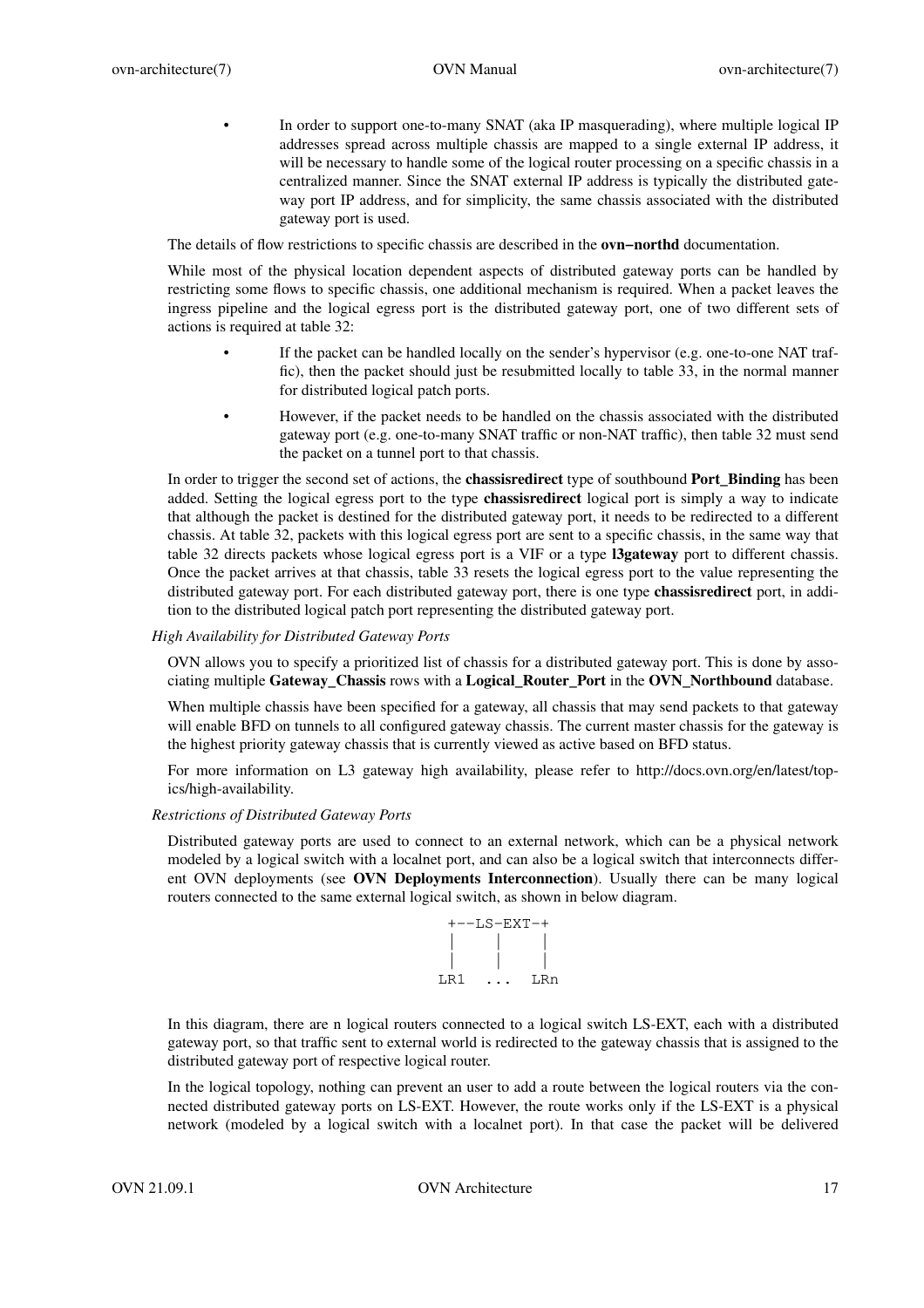- In order to support one-to-many SNAT (aka IP masquerading), where multiple logical IP addresses spread across multiple chassis are mapped to a single external IP address, it will be necessary to handle some of the logical router processing on a specific chassis in a centralized manner. Since the SNAT external IP address is typically the distributed gateway port IP address, and for simplicity, the same chassis associated with the distributed gateway port is used.

The details of flow restrictions to specific chassis are described in the **ovn−northd** documentation.

While most of the physical location dependent aspects of distributed gateway ports can be handled by restricting some flows to specific chassis, one additional mechanism is required. When a packet leaves the ingress pipeline and the logical egress port is the distributed gateway port, one of two different sets of actions is required at table 32:

- If the packet can be handled locally on the sender's hypervisor (e.g. one-to-one NAT traffic), then the packet should just be resubmitted locally to table 33, in the normal manner for distributed logical patch ports.
- However, if the packet needs to be handled on the chassis associated with the distributed gateway port (e.g. one-to-many SNAT traffic or non-NAT traffic), then table 32 must send the packet on a tunnel port to that chassis.

In order to trigger the second set of actions, the **chassisredirect** type of southbound **Port_Binding** has been added. Setting the logical egress port to the type **chassisredirect** logical port is simply a way to indicate that although the packet is destined for the distributed gateway port, it needs to be redirected to a different chassis. At table 32, packets with this logical egress port are sent to a specific chassis, in the same way that table 32 directs packets whose logical egress port is a VIF or a type **l3gateway** port to different chassis. Once the packet arrives at that chassis, table 33 resets the logical egress port to the value representing the distributed gateway port. For each distributed gateway port, there is one type **chassisredirect** port, in addition to the distributed logical patch port representing the distributed gateway port.

*High Availability for Distributed Gateway Ports*

OVN allows you to specify a prioritized list of chassis for a distributed gateway port. This is done by associating multiple **Gateway_Chassis** rows with a **Logical_Router_Port** in the **OVN_Northbound** database.

When multiple chassis have been specified for a gateway, all chassis that may send packets to that gateway will enable BFD on tunnels to all configured gateway chassis. The current master chassis for the gateway is the highest priority gateway chassis that is currently viewed as active based on BFD status.

For more information on L3 gateway high availability, please refer to http://docs.ovn.org/en/latest/topics/high-availability.

*Restrictions of Distributed Gateway Ports*

Distributed gateway ports are used to connect to an external network, which can be a physical network modeled by a logical switch with a localnet port, and can also be a logical switch that interconnects different OVN deployments (see **OVN Deployments Interconnection**). Usually there can be many logical routers connected to the same external logical switch, as shown in below diagram.

```
 +--LS-EXT-+
 |    |    |
 |    |    |
LR1  ...  LRn
```

In this diagram, there are n logical routers connected to a logical switch LS-EXT, each with a distributed gateway port, so that traffic sent to external world is redirected to the gateway chassis that is assigned to the distributed gateway port of respective logical router.

In the logical topology, nothing can prevent an user to add a route between the logical routers via the connected distributed gateway ports on LS-EXT. However, the route works only if the LS-EXT is a physical network (modeled by a logical switch with a localnet port). In that case the packet will be delivered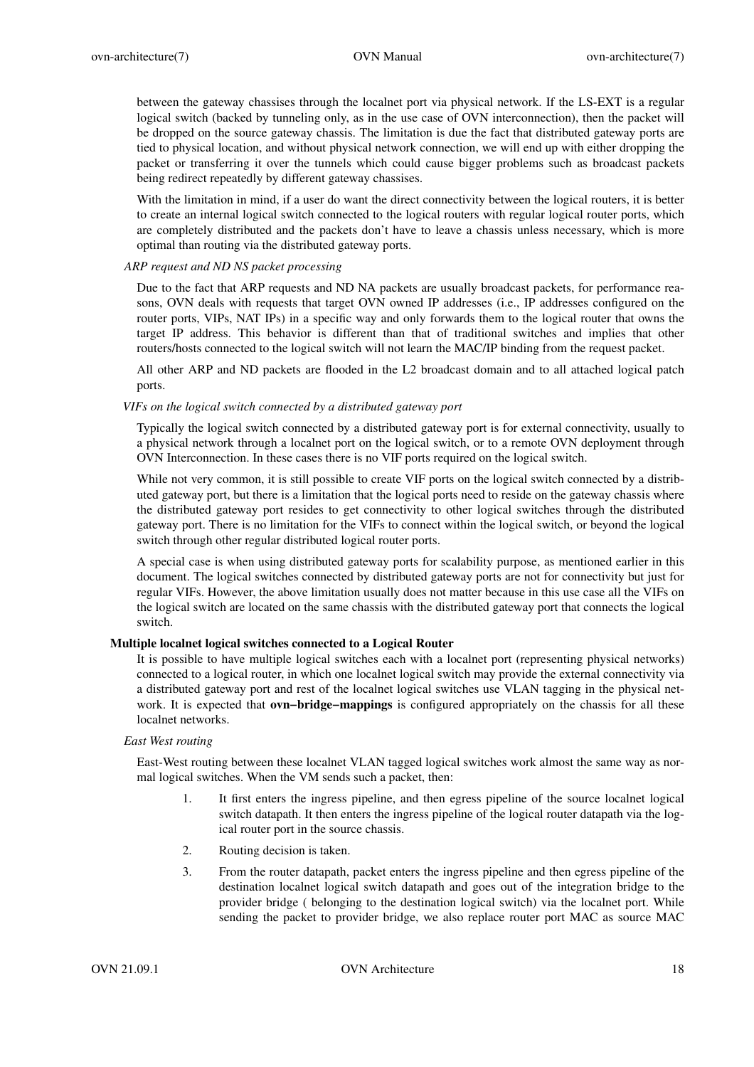between the gateway chassises through the localnet port via physical network. If the LS-EXT is a regular logical switch (backed by tunneling only, as in the use case of OVN interconnection), then the packet will be dropped on the source gateway chassis. The limitation is due the fact that distributed gateway ports are tied to physical location, and without physical network connection, we will end up with either dropping the packet or transferring it over the tunnels which could cause bigger problems such as broadcast packets being redirect repeatedly by different gateway chassises.

With the limitation in mind, if a user do want the direct connectivity between the logical routers, it is better to create an internal logical switch connected to the logical routers with regular logical router ports, which are completely distributed and the packets don't have to leave a chassis unless necessary, which is more optimal than routing via the distributed gateway ports.

*ARP request and ND NS packet processing*

Due to the fact that ARP requests and ND NA packets are usually broadcast packets, for performance reasons, OVN deals with requests that target OVN owned IP addresses (i.e., IP addresses configured on the router ports, VIPs, NAT IPs) in a specific way and only forwards them to the logical router that owns the target IP address. This behavior is different than that of traditional switches and implies that other routers/hosts connected to the logical switch will not learn the MAC/IP binding from the request packet.

All other ARP and ND packets are flooded in the L2 broadcast domain and to all attached logical patch ports.

*VIFs on the logical switch connected by a distributed gateway port*

Typically the logical switch connected by a distributed gateway port is for external connectivity, usually to a physical network through a localnet port on the logical switch, or to a remote OVN deployment through OVN Interconnection. In these cases there is no VIF ports required on the logical switch.

While not very common, it is still possible to create VIF ports on the logical switch connected by a distributed gateway port, but there is a limitation that the logical ports need to reside on the gateway chassis where the distributed gateway port resides to get connectivity to other logical switches through the distributed gateway port. There is no limitation for the VIFs to connect within the logical switch, or beyond the logical switch through other regular distributed logical router ports.

A special case is when using distributed gateway ports for scalability purpose, as mentioned earlier in this document. The logical switches connected by distributed gateway ports are not for connectivity but just for regular VIFs. However, the above limitation usually does not matter because in this use case all the VIFs on the logical switch are located on the same chassis with the distributed gateway port that connects the logical switch.

**Multiple localnet logical switches connected to a Logical Router**

It is possible to have multiple logical switches each with a localnet port (representing physical networks) connected to a logical router, in which one localnet logical switch may provide the external connectivity via a distributed gateway port and rest of the localnet logical switches use VLAN tagging in the physical network. It is expected that **ovn−bridge−mappings** is configured appropriately on the chassis for all these localnet networks.

*East West routing*

East-West routing between these localnet VLAN tagged logical switches work almost the same way as normal logical switches. When the VM sends such a packet, then:

1. It first enters the ingress pipeline, and then egress pipeline of the source localnet logical switch datapath. It then enters the ingress pipeline of the logical router datapath via the logical router port in the source chassis.

2. Routing decision is taken.

3. From the router datapath, packet enters the ingress pipeline and then egress pipeline of the destination localnet logical switch datapath and goes out of the integration bridge to the provider bridge ( belonging to the destination logical switch) via the localnet port. While sending the packet to provider bridge, we also replace router port MAC as source MAC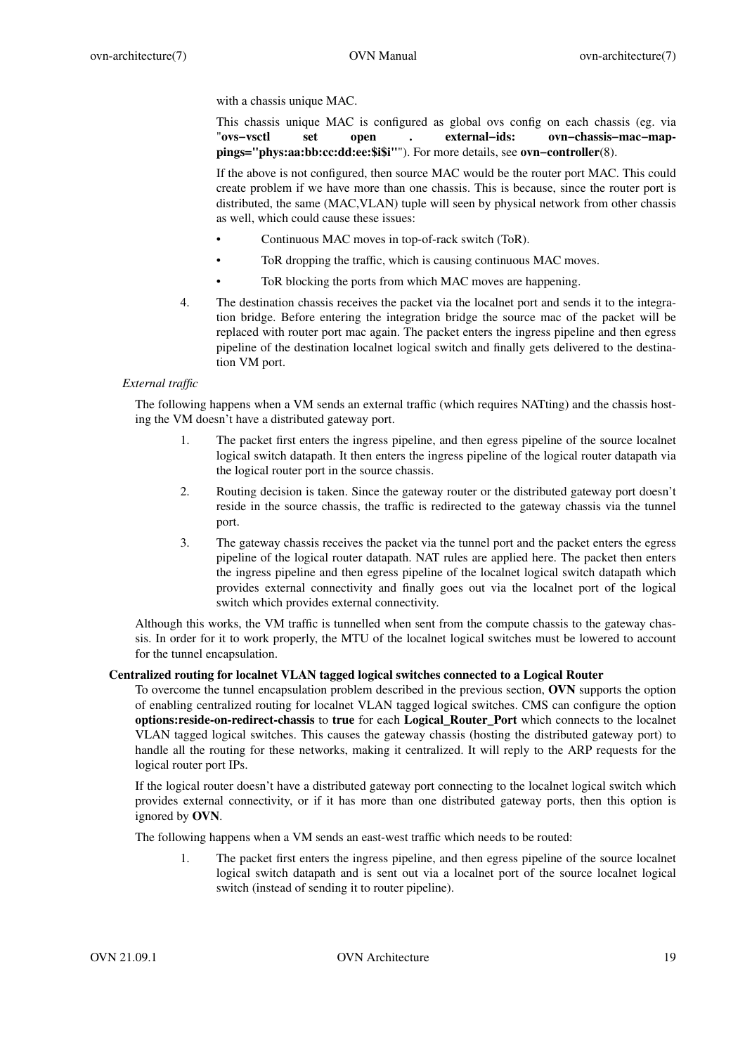with a chassis unique MAC.

This chassis unique MAC is configured as global ovs config on each chassis (eg. via "**ovs−vsctl set open . external−ids: ovn−chassis−mac−mappings="phys:aa:bb:cc:dd:ee:$i$i"**"). For more details, see **ovn−controller**(8).

If the above is not configured, then source MAC would be the router port MAC. This could create problem if we have more than one chassis. This is because, since the router port is distributed, the same (MAC,VLAN) tuple will seen by physical network from other chassis as well, which could cause these issues:

- Continuous MAC moves in top-of-rack switch (ToR).
- ToR dropping the traffic, which is causing continuous MAC moves.
- ToR blocking the ports from which MAC moves are happening.

4. The destination chassis receives the packet via the localnet port and sends it to the integration bridge. Before entering the integration bridge the source mac of the packet will be replaced with router port mac again. The packet enters the ingress pipeline and then egress pipeline of the destination localnet logical switch and finally gets delivered to the destination VM port.

*External traffic*

The following happens when a VM sends an external traffic (which requires NATting) and the chassis hosting the VM doesn't have a distributed gateway port.

1. The packet first enters the ingress pipeline, and then egress pipeline of the source localnet logical switch datapath. It then enters the ingress pipeline of the logical router datapath via the logical router port in the source chassis.
2. Routing decision is taken. Since the gateway router or the distributed gateway port doesn't reside in the source chassis, the traffic is redirected to the gateway chassis via the tunnel port.
3. The gateway chassis receives the packet via the tunnel port and the packet enters the egress pipeline of the logical router datapath. NAT rules are applied here. The packet then enters the ingress pipeline and then egress pipeline of the localnet logical switch datapath which provides external connectivity and finally goes out via the localnet port of the logical switch which provides external connectivity.

Although this works, the VM traffic is tunnelled when sent from the compute chassis to the gateway chassis. In order for it to work properly, the MTU of the localnet logical switches must be lowered to account for the tunnel encapsulation.

## Centralized routing for localnet VLAN tagged logical switches connected to a Logical Router

To overcome the tunnel encapsulation problem described in the previous section, **OVN** supports the option of enabling centralized routing for localnet VLAN tagged logical switches. CMS can configure the option **options:reside-on-redirect-chassis** to **true** for each **Logical_Router_Port** which connects to the localnet VLAN tagged logical switches. This causes the gateway chassis (hosting the distributed gateway port) to handle all the routing for these networks, making it centralized. It will reply to the ARP requests for the logical router port IPs.

If the logical router doesn't have a distributed gateway port connecting to the localnet logical switch which provides external connectivity, or if it has more than one distributed gateway ports, then this option is ignored by **OVN**.

The following happens when a VM sends an east-west traffic which needs to be routed:

1. The packet first enters the ingress pipeline, and then egress pipeline of the source localnet logical switch datapath and is sent out via a localnet port of the source localnet logical switch (instead of sending it to router pipeline).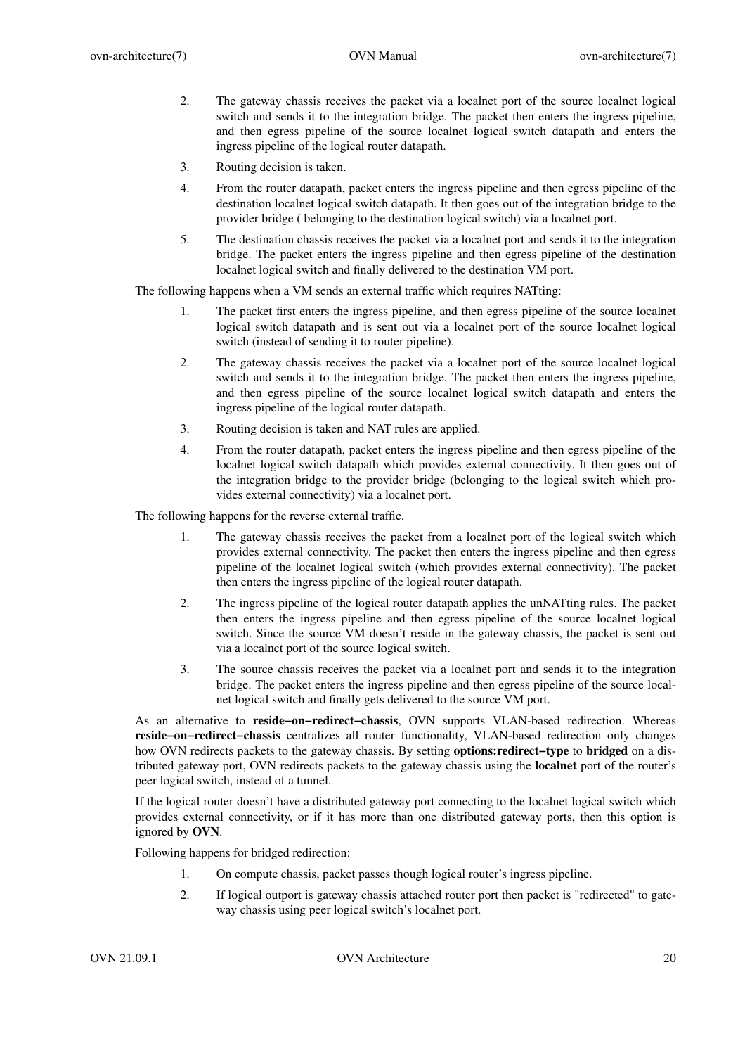2. The gateway chassis receives the packet via a localnet port of the source localnet logical switch and sends it to the integration bridge. The packet then enters the ingress pipeline, and then egress pipeline of the source localnet logical switch datapath and enters the ingress pipeline of the logical router datapath.

3. Routing decision is taken.

4. From the router datapath, packet enters the ingress pipeline and then egress pipeline of the destination localnet logical switch datapath. It then goes out of the integration bridge to the provider bridge ( belonging to the destination logical switch) via a localnet port.

5. The destination chassis receives the packet via a localnet port and sends it to the integration bridge. The packet enters the ingress pipeline and then egress pipeline of the destination localnet logical switch and finally delivered to the destination VM port.

The following happens when a VM sends an external traffic which requires NATting:

1. The packet first enters the ingress pipeline, and then egress pipeline of the source localnet logical switch datapath and is sent out via a localnet port of the source localnet logical switch (instead of sending it to router pipeline).

2. The gateway chassis receives the packet via a localnet port of the source localnet logical switch and sends it to the integration bridge. The packet then enters the ingress pipeline, and then egress pipeline of the source localnet logical switch datapath and enters the ingress pipeline of the logical router datapath.

3. Routing decision is taken and NAT rules are applied.

4. From the router datapath, packet enters the ingress pipeline and then egress pipeline of the localnet logical switch datapath which provides external connectivity. It then goes out of the integration bridge to the provider bridge (belonging to the logical switch which provides external connectivity) via a localnet port.

The following happens for the reverse external traffic.

1. The gateway chassis receives the packet from a localnet port of the logical switch which provides external connectivity. The packet then enters the ingress pipeline and then egress pipeline of the localnet logical switch (which provides external connectivity). The packet then enters the ingress pipeline of the logical router datapath.

2. The ingress pipeline of the logical router datapath applies the unNATting rules. The packet then enters the ingress pipeline and then egress pipeline of the source localnet logical switch. Since the source VM doesn't reside in the gateway chassis, the packet is sent out via a localnet port of the source logical switch.

3. The source chassis receives the packet via a localnet port and sends it to the integration bridge. The packet enters the ingress pipeline and then egress pipeline of the source localnet logical switch and finally gets delivered to the source VM port.

As an alternative to **reside−on−redirect−chassis**, OVN supports VLAN-based redirection. Whereas **reside−on−redirect−chassis** centralizes all router functionality, VLAN-based redirection only changes how OVN redirects packets to the gateway chassis. By setting **options:redirect−type** to **bridged** on a distributed gateway port, OVN redirects packets to the gateway chassis using the **localnet** port of the router's peer logical switch, instead of a tunnel.

If the logical router doesn't have a distributed gateway port connecting to the localnet logical switch which provides external connectivity, or if it has more than one distributed gateway ports, then this option is ignored by **OVN**.

Following happens for bridged redirection:

1. On compute chassis, packet passes though logical router's ingress pipeline.

2. If logical outport is gateway chassis attached router port then packet is "redirected" to gateway chassis using peer logical switch's localnet port.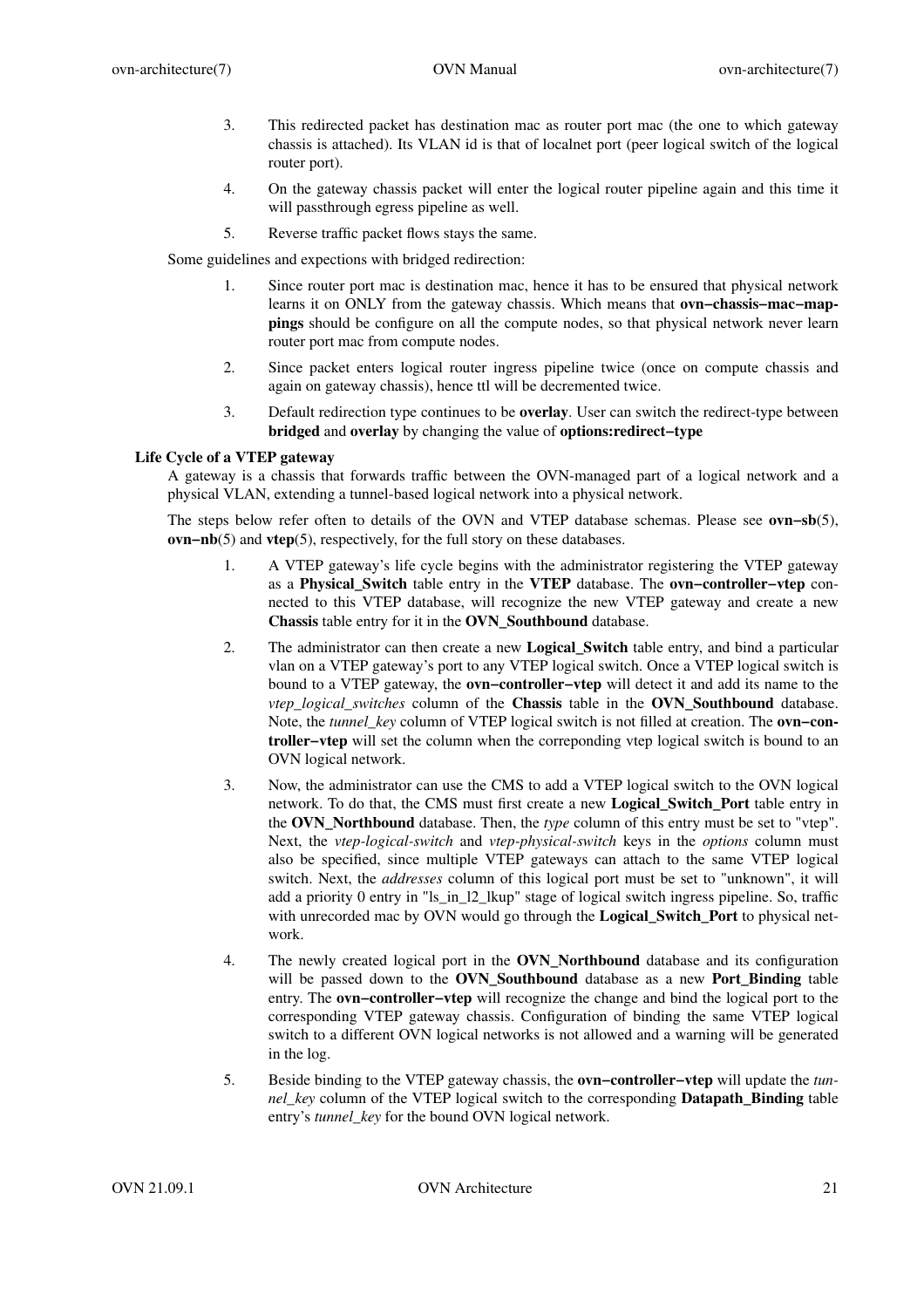3. This redirected packet has destination mac as router port mac (the one to which gateway chassis is attached). Its VLAN id is that of localnet port (peer logical switch of the logical router port).

4. On the gateway chassis packet will enter the logical router pipeline again and this time it will passthrough egress pipeline as well.

5. Reverse traffic packet flows stays the same.

Some guidelines and expections with bridged redirection:

1. Since router port mac is destination mac, hence it has to be ensured that physical network learns it on ONLY from the gateway chassis. Which means that **ovn−chassis−mac−mappings** should be configure on all the compute nodes, so that physical network never learn router port mac from compute nodes.

2. Since packet enters logical router ingress pipeline twice (once on compute chassis and again on gateway chassis), hence ttl will be decremented twice.

3. Default redirection type continues to be **overlay**. User can switch the redirect-type between **bridged** and **overlay** by changing the value of **options:redirect−type**

### Life Cycle of a VTEP gateway

A gateway is a chassis that forwards traffic between the OVN-managed part of a logical network and a physical VLAN, extending a tunnel-based logical network into a physical network.

The steps below refer often to details of the OVN and VTEP database schemas. Please see **ovn−sb**(5), **ovn−nb**(5) and **vtep**(5), respectively, for the full story on these databases.

1. A VTEP gateway's life cycle begins with the administrator registering the VTEP gateway as a **Physical_Switch** table entry in the **VTEP** database. The **ovn−controller−vtep** connected to this VTEP database, will recognize the new VTEP gateway and create a new **Chassis** table entry for it in the **OVN_Southbound** database.

2. The administrator can then create a new **Logical_Switch** table entry, and bind a particular vlan on a VTEP gateway's port to any VTEP logical switch. Once a VTEP logical switch is bound to a VTEP gateway, the **ovn−controller−vtep** will detect it and add its name to the *vtep_logical_switches* column of the **Chassis** table in the **OVN_Southbound** database. Note, the *tunnel_key* column of VTEP logical switch is not filled at creation. The **ovn−controller−vtep** will set the column when the correponding vtep logical switch is bound to an OVN logical network.

3. Now, the administrator can use the CMS to add a VTEP logical switch to the OVN logical network. To do that, the CMS must first create a new **Logical_Switch_Port** table entry in the **OVN_Northbound** database. Then, the *type* column of this entry must be set to "vtep". Next, the *vtep-logical-switch* and *vtep-physical-switch* keys in the *options* column must also be specified, since multiple VTEP gateways can attach to the same VTEP logical switch. Next, the *addresses* column of this logical port must be set to "unknown", it will add a priority 0 entry in "ls_in_l2_lkup" stage of logical switch ingress pipeline. So, traffic with unrecorded mac by OVN would go through the **Logical_Switch_Port** to physical network.

4. The newly created logical port in the **OVN_Northbound** database and its configuration will be passed down to the **OVN_Southbound** database as a new **Port_Binding** table entry. The **ovn−controller−vtep** will recognize the change and bind the logical port to the corresponding VTEP gateway chassis. Configuration of binding the same VTEP logical switch to a different OVN logical networks is not allowed and a warning will be generated in the log.

5. Beside binding to the VTEP gateway chassis, the **ovn−controller−vtep** will update the *tunnel_key* column of the VTEP logical switch to the corresponding **Datapath_Binding** table entry's *tunnel_key* for the bound OVN logical network.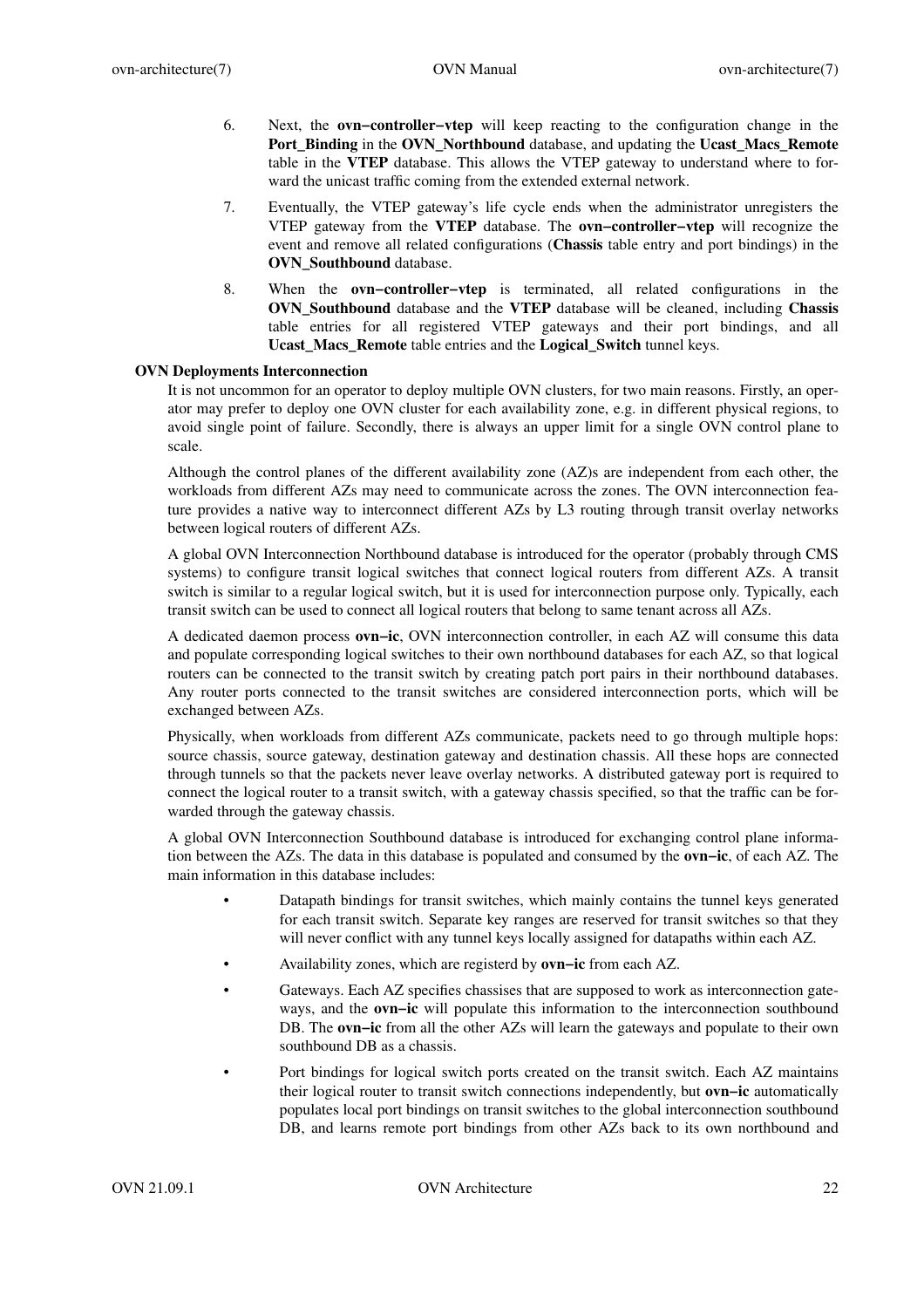6. Next, the **ovn−controller−vtep** will keep reacting to the configuration change in the **Port_Binding** in the **OVN_Northbound** database, and updating the **Ucast_Macs_Remote** table in the **VTEP** database. This allows the VTEP gateway to understand where to forward the unicast traffic coming from the extended external network.

7. Eventually, the VTEP gateway's life cycle ends when the administrator unregisters the VTEP gateway from the **VTEP** database. The **ovn−controller−vtep** will recognize the event and remove all related configurations (**Chassis** table entry and port bindings) in the **OVN_Southbound** database.

8. When the **ovn−controller−vtep** is terminated, all related configurations in the **OVN_Southbound** database and the **VTEP** database will be cleaned, including **Chassis** table entries for all registered VTEP gateways and their port bindings, and all **Ucast_Macs_Remote** table entries and the **Logical_Switch** tunnel keys.

### OVN Deployments Interconnection

It is not uncommon for an operator to deploy multiple OVN clusters, for two main reasons. Firstly, an operator may prefer to deploy one OVN cluster for each availability zone, e.g. in different physical regions, to avoid single point of failure. Secondly, there is always an upper limit for a single OVN control plane to scale.

Although the control planes of the different availability zone (AZ)s are independent from each other, the workloads from different AZs may need to communicate across the zones. The OVN interconnection feature provides a native way to interconnect different AZs by L3 routing through transit overlay networks between logical routers of different AZs.

A global OVN Interconnection Northbound database is introduced for the operator (probably through CMS systems) to configure transit logical switches that connect logical routers from different AZs. A transit switch is similar to a regular logical switch, but it is used for interconnection purpose only. Typically, each transit switch can be used to connect all logical routers that belong to same tenant across all AZs.

A dedicated daemon process **ovn−ic**, OVN interconnection controller, in each AZ will consume this data and populate corresponding logical switches to their own northbound databases for each AZ, so that logical routers can be connected to the transit switch by creating patch port pairs in their northbound databases. Any router ports connected to the transit switches are considered interconnection ports, which will be exchanged between AZs.

Physically, when workloads from different AZs communicate, packets need to go through multiple hops: source chassis, source gateway, destination gateway and destination chassis. All these hops are connected through tunnels so that the packets never leave overlay networks. A distributed gateway port is required to connect the logical router to a transit switch, with a gateway chassis specified, so that the traffic can be forwarded through the gateway chassis.

A global OVN Interconnection Southbound database is introduced for exchanging control plane information between the AZs. The data in this database is populated and consumed by the **ovn−ic**, of each AZ. The main information in this database includes:

- Datapath bindings for transit switches, which mainly contains the tunnel keys generated for each transit switch. Separate key ranges are reserved for transit switches so that they will never conflict with any tunnel keys locally assigned for datapaths within each AZ.
- Availability zones, which are registerd by **ovn−ic** from each AZ.
- Gateways. Each AZ specifies chassises that are supposed to work as interconnection gateways, and the **ovn−ic** will populate this information to the interconnection southbound DB. The **ovn−ic** from all the other AZs will learn the gateways and populate to their own southbound DB as a chassis.
- Port bindings for logical switch ports created on the transit switch. Each AZ maintains their logical router to transit switch connections independently, but **ovn−ic** automatically populates local port bindings on transit switches to the global interconnection southbound DB, and learns remote port bindings from other AZs back to its own northbound and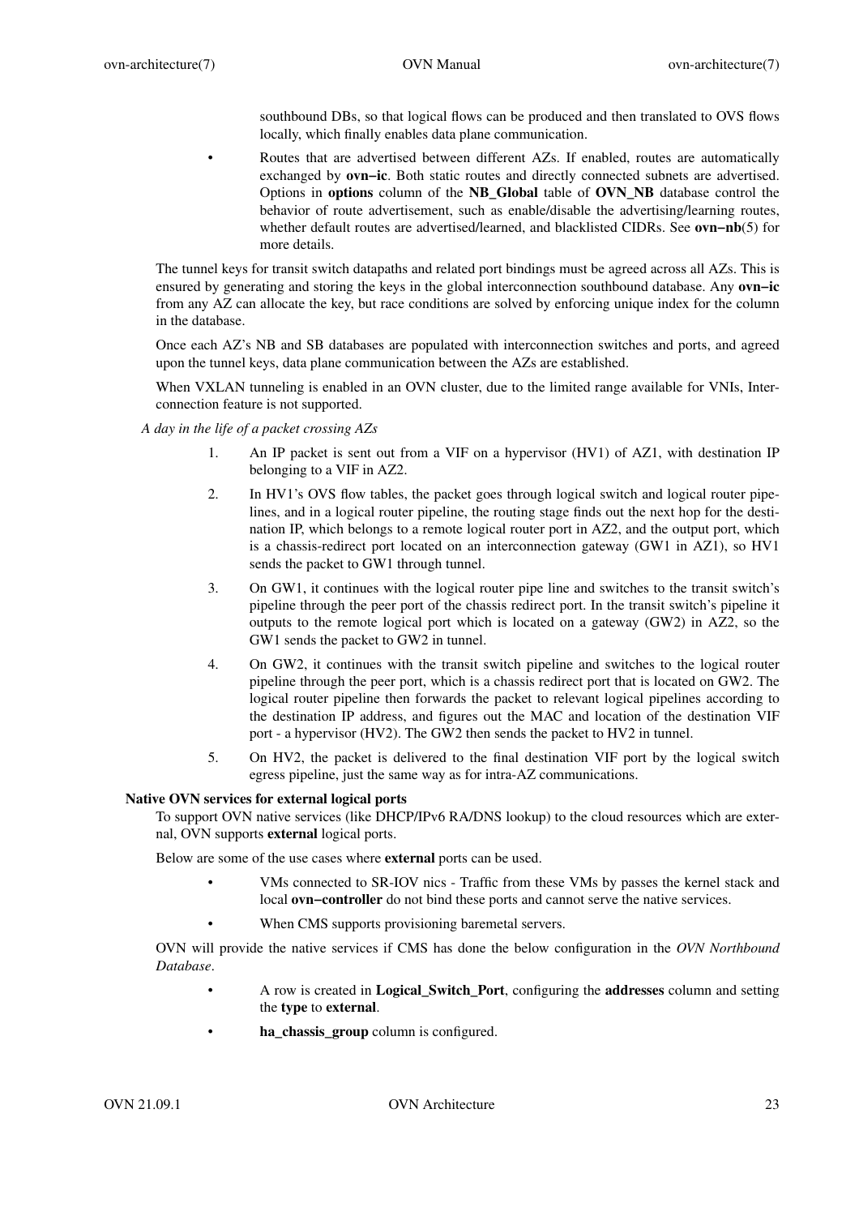southbound DBs, so that logical flows can be produced and then translated to OVS flows locally, which finally enables data plane communication.

- Routes that are advertised between different AZs. If enabled, routes are automatically exchanged by **ovn−ic**. Both static routes and directly connected subnets are advertised. Options in **options** column of the **NB_Global** table of **OVN_NB** database control the behavior of route advertisement, such as enable/disable the advertising/learning routes, whether default routes are advertised/learned, and blacklisted CIDRs. See **ovn−nb**(5) for more details.

The tunnel keys for transit switch datapaths and related port bindings must be agreed across all AZs. This is ensured by generating and storing the keys in the global interconnection southbound database. Any **ovn−ic** from any AZ can allocate the key, but race conditions are solved by enforcing unique index for the column in the database.

Once each AZ's NB and SB databases are populated with interconnection switches and ports, and agreed upon the tunnel keys, data plane communication between the AZs are established.

When VXLAN tunneling is enabled in an OVN cluster, due to the limited range available for VNIs, Interconnection feature is not supported.

*A day in the life of a packet crossing AZs*

1. An IP packet is sent out from a VIF on a hypervisor (HV1) of AZ1, with destination IP belonging to a VIF in AZ2.
2. In HV1's OVS flow tables, the packet goes through logical switch and logical router pipelines, and in a logical router pipeline, the routing stage finds out the next hop for the destination IP, which belongs to a remote logical router port in AZ2, and the output port, which is a chassis-redirect port located on an interconnection gateway (GW1 in AZ1), so HV1 sends the packet to GW1 through tunnel.
3. On GW1, it continues with the logical router pipe line and switches to the transit switch's pipeline through the peer port of the chassis redirect port. In the transit switch's pipeline it outputs to the remote logical port which is located on a gateway (GW2) in AZ2, so the GW1 sends the packet to GW2 in tunnel.
4. On GW2, it continues with the transit switch pipeline and switches to the logical router pipeline through the peer port, which is a chassis redirect port that is located on GW2. The logical router pipeline then forwards the packet to relevant logical pipelines according to the destination IP address, and figures out the MAC and location of the destination VIF port - a hypervisor (HV2). The GW2 then sends the packet to HV2 in tunnel.
5. On HV2, the packet is delivered to the final destination VIF port by the logical switch egress pipeline, just the same way as for intra-AZ communications.

**Native OVN services for external logical ports**

To support OVN native services (like DHCP/IPv6 RA/DNS lookup) to the cloud resources which are external, OVN supports **external** logical ports.

Below are some of the use cases where **external** ports can be used.

- VMs connected to SR-IOV nics - Traffic from these VMs by passes the kernel stack and local **ovn−controller** do not bind these ports and cannot serve the native services.
- When CMS supports provisioning baremetal servers.

OVN will provide the native services if CMS has done the below configuration in the *OVN Northbound Database*.

- A row is created in **Logical_Switch_Port**, configuring the **addresses** column and setting the **type** to **external**.
- **ha_chassis_group** column is configured.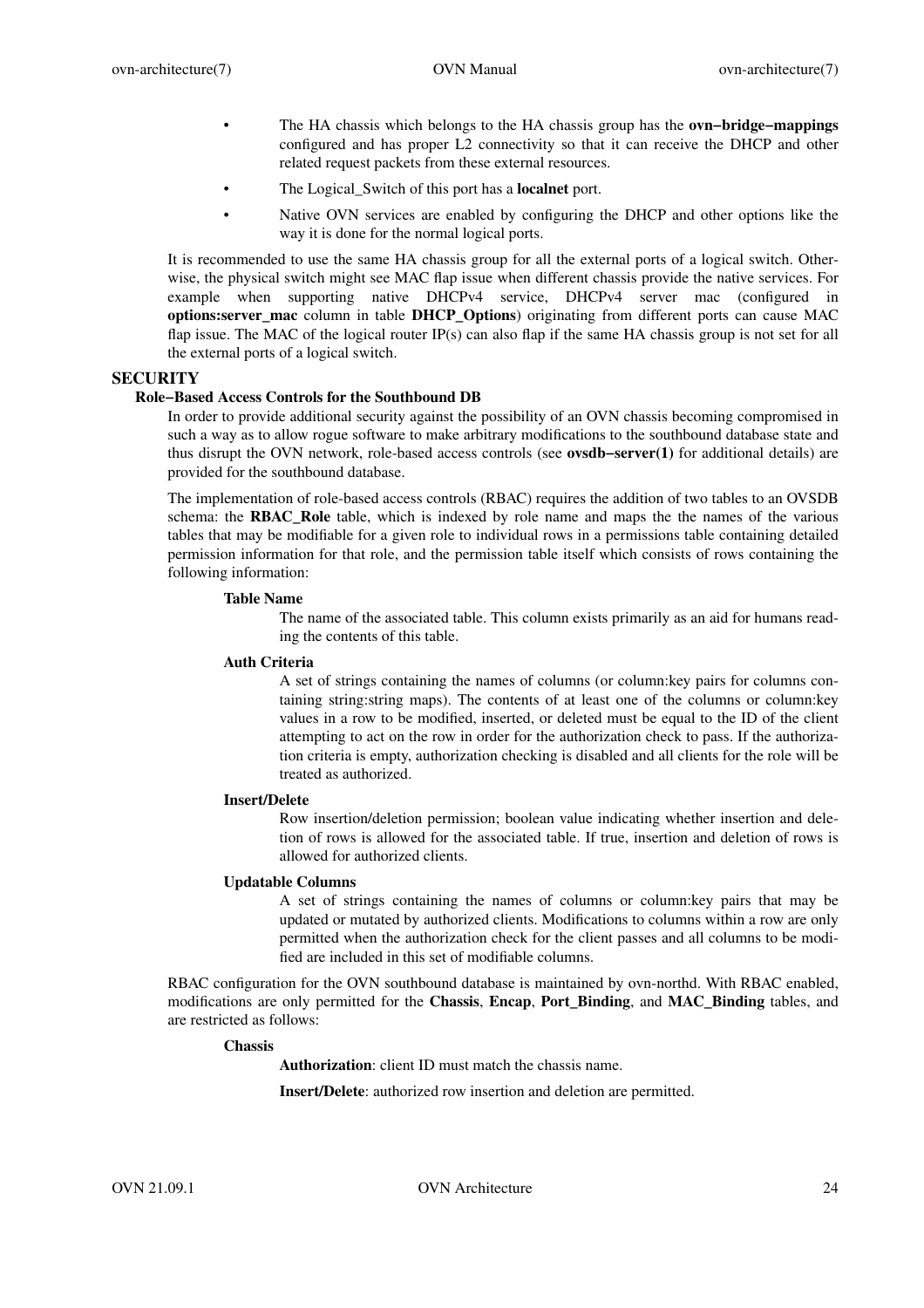- The HA chassis which belongs to the HA chassis group has the **ovn−bridge−mappings** configured and has proper L2 connectivity so that it can receive the DHCP and other related request packets from these external resources.
- The Logical_Switch of this port has a **localnet** port.
- Native OVN services are enabled by configuring the DHCP and other options like the way it is done for the normal logical ports.

It is recommended to use the same HA chassis group for all the external ports of a logical switch. Otherwise, the physical switch might see MAC flap issue when different chassis provide the native services. For example when supporting native DHCPv4 service, DHCPv4 server mac (configured in **options:server_mac** column in table **DHCP_Options**) originating from different ports can cause MAC flap issue. The MAC of the logical router IP(s) can also flap if the same HA chassis group is not set for all the external ports of a logical switch.

## SECURITY

### Role−Based Access Controls for the Southbound DB

In order to provide additional security against the possibility of an OVN chassis becoming compromised in such a way as to allow rogue software to make arbitrary modifications to the southbound database state and thus disrupt the OVN network, role-based access controls (see **ovsdb−server(1)** for additional details) are provided for the southbound database.

The implementation of role-based access controls (RBAC) requires the addition of two tables to an OVSDB schema: the **RBAC_Role** table, which is indexed by role name and maps the the names of the various tables that may be modifiable for a given role to individual rows in a permissions table containing detailed permission information for that role, and the permission table itself which consists of rows containing the following information:

**Table Name**

The name of the associated table. This column exists primarily as an aid for humans reading the contents of this table.

**Auth Criteria**

A set of strings containing the names of columns (or column:key pairs for columns containing string:string maps). The contents of at least one of the columns or column:key values in a row to be modified, inserted, or deleted must be equal to the ID of the client attempting to act on the row in order for the authorization check to pass. If the authorization criteria is empty, authorization checking is disabled and all clients for the role will be treated as authorized.

**Insert/Delete**

Row insertion/deletion permission; boolean value indicating whether insertion and deletion of rows is allowed for the associated table. If true, insertion and deletion of rows is allowed for authorized clients.

**Updatable Columns**

A set of strings containing the names of columns or column:key pairs that may be updated or mutated by authorized clients. Modifications to columns within a row are only permitted when the authorization check for the client passes and all columns to be modified are included in this set of modifiable columns.

RBAC configuration for the OVN southbound database is maintained by ovn-northd. With RBAC enabled, modifications are only permitted for the **Chassis**, **Encap**, **Port_Binding**, and **MAC_Binding** tables, and are restricted as follows:

**Chassis**

**Authorization**: client ID must match the chassis name.

**Insert/Delete**: authorized row insertion and deletion are permitted.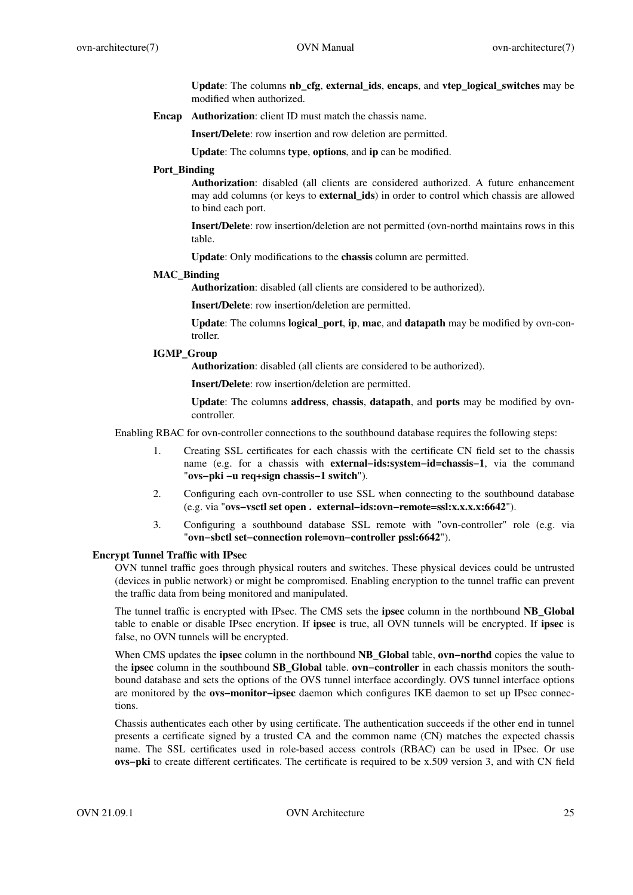**Update**: The columns **nb_cfg**, **external_ids**, **encaps**, and **vtep_logical_switches** may be modified when authorized.

**Encap**

**Authorization**: client ID must match the chassis name.

**Insert/Delete**: row insertion and row deletion are permitted.

**Update**: The columns **type**, **options**, and **ip** can be modified.

**Port_Binding**

**Authorization**: disabled (all clients are considered authorized. A future enhancement may add columns (or keys to **external_ids**) in order to control which chassis are allowed to bind each port.

**Insert/Delete**: row insertion/deletion are not permitted (ovn-northd maintains rows in this table.

**Update**: Only modifications to the **chassis** column are permitted.

**MAC_Binding**

**Authorization**: disabled (all clients are considered to be authorized).

**Insert/Delete**: row insertion/deletion are permitted.

**Update**: The columns **logical_port**, **ip**, **mac**, and **datapath** may be modified by ovn-controller.

**IGMP_Group**

**Authorization**: disabled (all clients are considered to be authorized).

**Insert/Delete**: row insertion/deletion are permitted.

**Update**: The columns **address**, **chassis**, **datapath**, and **ports** may be modified by ovn-controller.

Enabling RBAC for ovn-controller connections to the southbound database requires the following steps:

1. Creating SSL certificates for each chassis with the certificate CN field set to the chassis name (e.g. for a chassis with **external−ids:system−id=chassis−1**, via the command "**ovs−pki −u req+sign chassis−1 switch**").
2. Configuring each ovn-controller to use SSL when connecting to the southbound database (e.g. via "**ovs−vsctl set open . external−ids:ovn−remote=ssl:x.x.x.x:6642**").
3. Configuring a southbound database SSL remote with "ovn-controller" role (e.g. via "**ovn−sbctl set−connection role=ovn−controller pssl:6642**").

### Encrypt Tunnel Traffic with IPsec

OVN tunnel traffic goes through physical routers and switches. These physical devices could be untrusted (devices in public network) or might be compromised. Enabling encryption to the tunnel traffic can prevent the traffic data from being monitored and manipulated.

The tunnel traffic is encrypted with IPsec. The CMS sets the **ipsec** column in the northbound **NB_Global** table to enable or disable IPsec encrytion. If **ipsec** is true, all OVN tunnels will be encrypted. If **ipsec** is false, no OVN tunnels will be encrypted.

When CMS updates the **ipsec** column in the northbound **NB_Global** table, **ovn−northd** copies the value to the **ipsec** column in the southbound **SB_Global** table. **ovn−controller** in each chassis monitors the southbound database and sets the options of the OVS tunnel interface accordingly. OVS tunnel interface options are monitored by the **ovs−monitor−ipsec** daemon which configures IKE daemon to set up IPsec connections.

Chassis authenticates each other by using certificate. The authentication succeeds if the other end in tunnel presents a certificate signed by a trusted CA and the common name (CN) matches the expected chassis name. The SSL certificates used in role-based access controls (RBAC) can be used in IPsec. Or use **ovs−pki** to create different certificates. The certificate is required to be x.509 version 3, and with CN field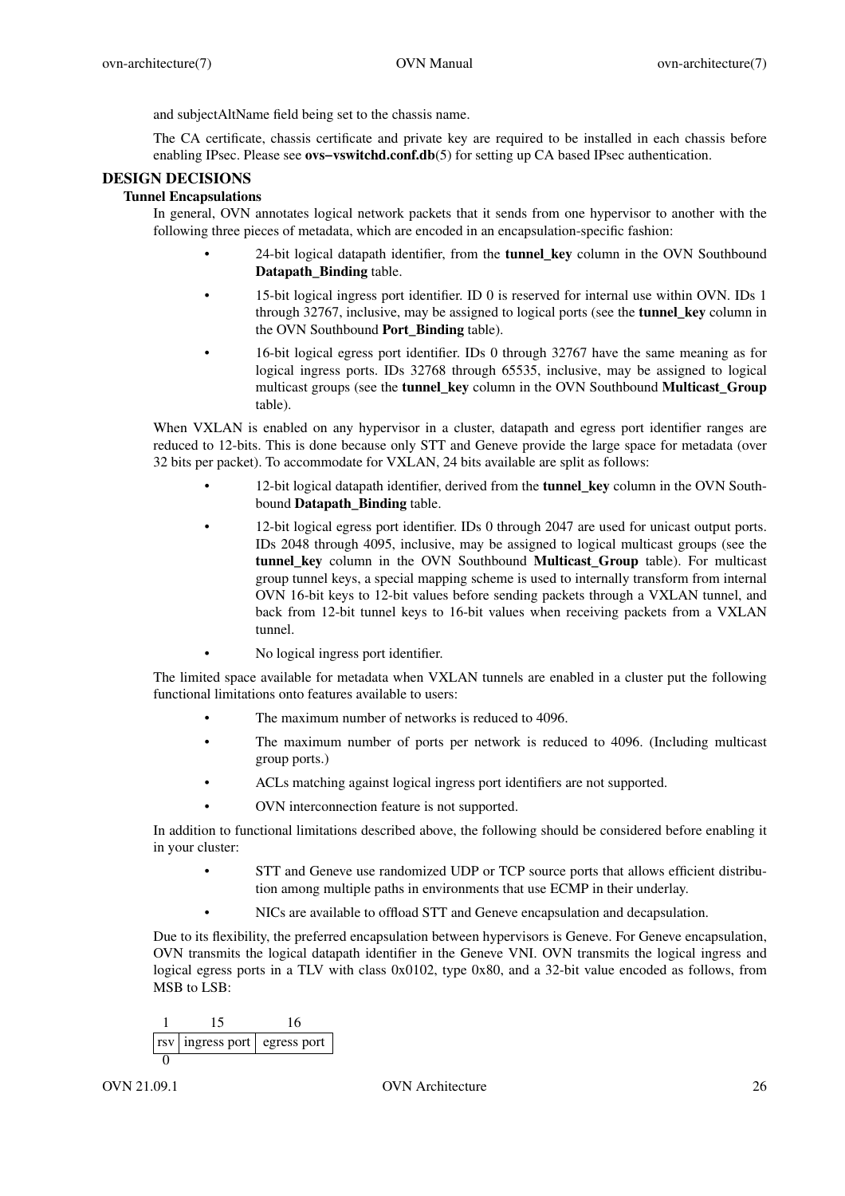and subjectAltName field being set to the chassis name.

The CA certificate, chassis certificate and private key are required to be installed in each chassis before enabling IPsec. Please see **ovs−vswitchd.conf.db**(5) for setting up CA based IPsec authentication.

## DESIGN DECISIONS

### Tunnel Encapsulations

In general, OVN annotates logical network packets that it sends from one hypervisor to another with the following three pieces of metadata, which are encoded in an encapsulation-specific fashion:

- 24-bit logical datapath identifier, from the **tunnel_key** column in the OVN Southbound **Datapath_Binding** table.
- 15-bit logical ingress port identifier. ID 0 is reserved for internal use within OVN. IDs 1 through 32767, inclusive, may be assigned to logical ports (see the **tunnel_key** column in the OVN Southbound **Port_Binding** table).
- 16-bit logical egress port identifier. IDs 0 through 32767 have the same meaning as for logical ingress ports. IDs 32768 through 65535, inclusive, may be assigned to logical multicast groups (see the **tunnel_key** column in the OVN Southbound **Multicast_Group** table).

When VXLAN is enabled on any hypervisor in a cluster, datapath and egress port identifier ranges are reduced to 12-bits. This is done because only STT and Geneve provide the large space for metadata (over 32 bits per packet). To accommodate for VXLAN, 24 bits available are split as follows:

- 12-bit logical datapath identifier, derived from the **tunnel_key** column in the OVN Southbound **Datapath_Binding** table.
- 12-bit logical egress port identifier. IDs 0 through 2047 are used for unicast output ports. IDs 2048 through 4095, inclusive, may be assigned to logical multicast groups (see the **tunnel_key** column in the OVN Southbound **Multicast_Group** table). For multicast group tunnel keys, a special mapping scheme is used to internally transform from internal OVN 16-bit keys to 12-bit values before sending packets through a VXLAN tunnel, and back from 12-bit tunnel keys to 16-bit values when receiving packets from a VXLAN tunnel.
- No logical ingress port identifier.

The limited space available for metadata when VXLAN tunnels are enabled in a cluster put the following functional limitations onto features available to users:

- The maximum number of networks is reduced to 4096.
- The maximum number of ports per network is reduced to 4096. (Including multicast group ports.)
- ACLs matching against logical ingress port identifiers are not supported.
- OVN interconnection feature is not supported.

In addition to functional limitations described above, the following should be considered before enabling it in your cluster:

- STT and Geneve use randomized UDP or TCP source ports that allows efficient distribution among multiple paths in environments that use ECMP in their underlay.
- NICs are available to offload STT and Geneve encapsulation and decapsulation.

Due to its flexibility, the preferred encapsulation between hypervisors is Geneve. For Geneve encapsulation, OVN transmits the logical datapath identifier in the Geneve VNI. OVN transmits the logical ingress and logical egress ports in a TLV with class 0x0102, type 0x80, and a 32-bit value encoded as follows, from MSB to LSB:

| 1 | 15 | 16 |
|---|---|---|
| rsv | ingress port | egress port |
| 0 | | |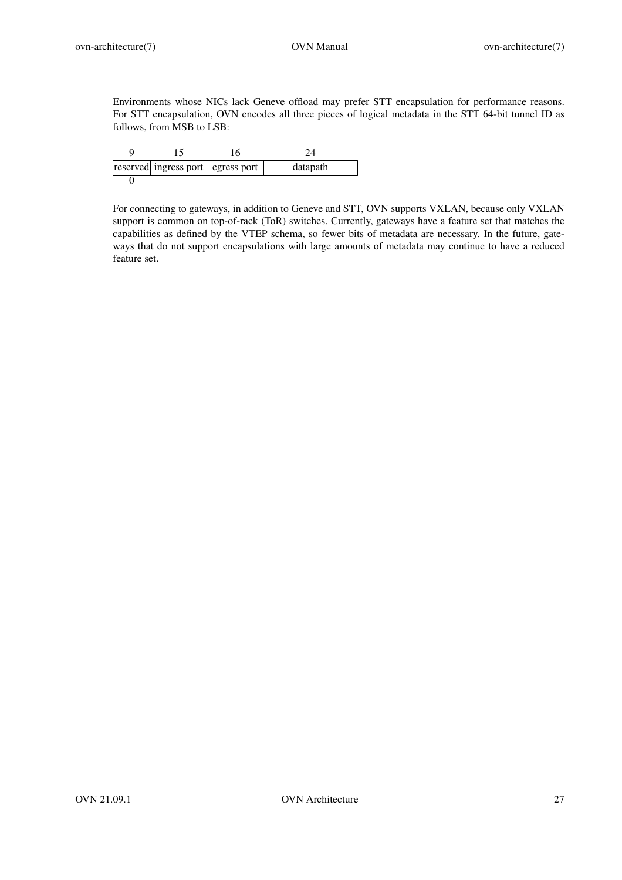Environments whose NICs lack Geneve offload may prefer STT encapsulation for performance reasons. For STT encapsulation, OVN encodes all three pieces of logical metadata in the STT 64-bit tunnel ID as follows, from MSB to LSB:

| 9 | 15 | 16 | 24 |
|---|---|---|---|
| reserved | ingress port | egress port | datapath |
| 0 | | | |

For connecting to gateways, in addition to Geneve and STT, OVN supports VXLAN, because only VXLAN support is common on top-of-rack (ToR) switches. Currently, gateways have a feature set that matches the capabilities as defined by the VTEP schema, so fewer bits of metadata are necessary. In the future, gateways that do not support encapsulations with large amounts of metadata may continue to have a reduced feature set.